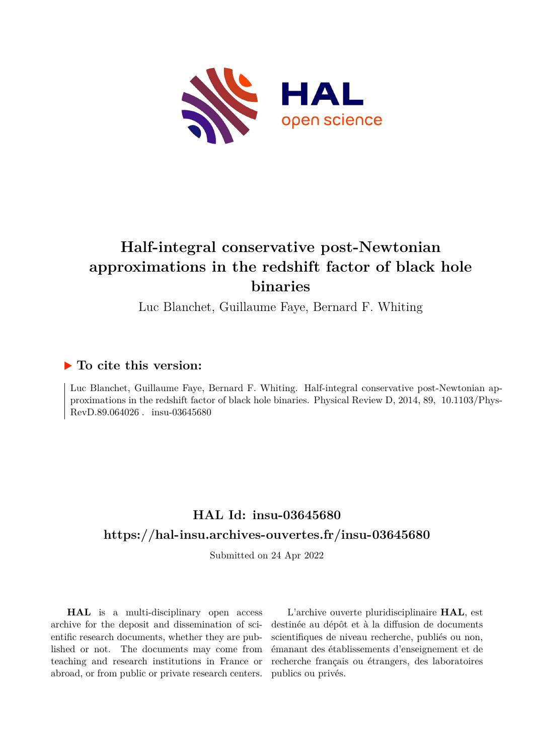# Half-integral conservative post-Newtonian approximations in the redshift factor of black hole binaries

Luc Blanchet, Guillaume Faye, Bernard F. Whiting

## ▶ To cite this version:

Luc Blanchet, Guillaume Faye, Bernard F. Whiting. Half-integral conservative post-Newtonian approximations in the redshift factor of black hole binaries. Physical Review D, 2014, 89, 10.1103/PhysRevD.89.064026 . insu-03645680

## HAL Id: insu-03645680

## https://hal-insu.archives-ouvertes.fr/insu-03645680

Submitted on 24 Apr 2022

**HAL** is a multi-disciplinary open access archive for the deposit and dissemination of scientific research documents, whether they are published or not. The documents may come from teaching and research institutions in France or abroad, or from public or private research centers.

L'archive ouverte pluridisciplinaire **HAL**, est destinée au dépôt et à la diffusion de documents scientifiques de niveau recherche, publiés ou non, émanant des établissements d'enseignement et de recherche français ou étrangers, des laboratoires publics ou privés.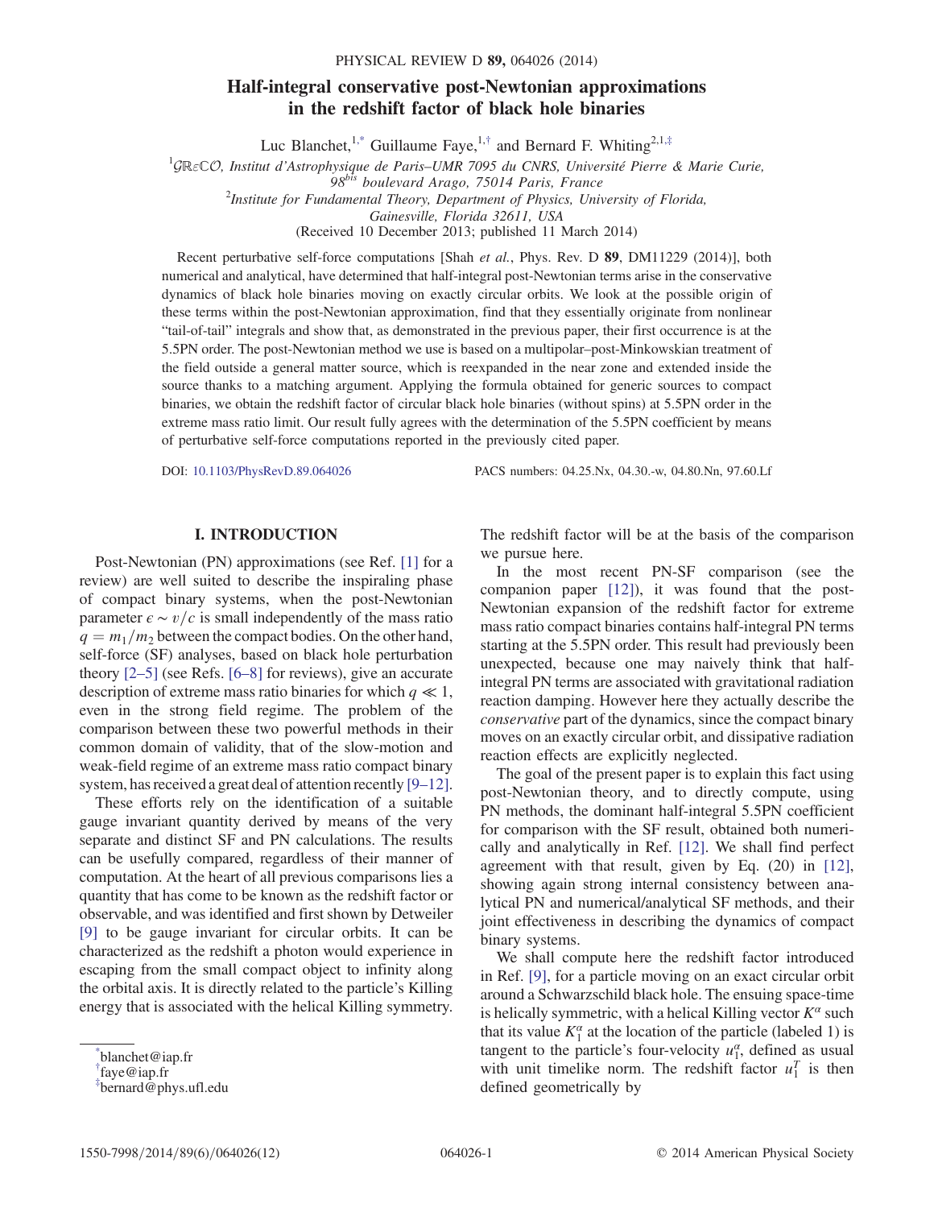# Half-integral conservative post-Newtonian approximations in the redshift factor of black hole binaries

Luc Blanchet,[1,*] Guillaume Faye,[1,†] and Bernard F. Whiting[2,1,‡]

[1]$\mathcal{G}\mathbb{R}\varepsilon\mathbb{C}\mathcal{O}$, Institut d'Astrophysique de Paris–UMR 7095 du CNRS, Université Pierre & Marie Curie, 98[bis] boulevard Arago, 75014 Paris, France

[2]Institute for Fundamental Theory, Department of Physics, University of Florida, Gainesville, Florida 32611, USA

(Received 10 December 2013; published 11 March 2014)

Recent perturbative self-force computations [Shah *et al.*, Phys. Rev. D **89**, DM11229 (2014)], both numerical and analytical, have determined that half-integral post-Newtonian terms arise in the conservative dynamics of black hole binaries moving on exactly circular orbits. We look at the possible origin of these terms within the post-Newtonian approximation, find that they essentially originate from nonlinear "tail-of-tail" integrals and show that, as demonstrated in the previous paper, their first occurrence is at the 5.5PN order. The post-Newtonian method we use is based on a multipolar–post-Minkowskian treatment of the field outside a general matter source, which is reexpanded in the near zone and extended inside the source thanks to a matching argument. Applying the formula obtained for generic sources to compact binaries, we obtain the redshift factor of circular black hole binaries (without spins) at 5.5PN order in the extreme mass ratio limit. Our result fully agrees with the determination of the 5.5PN coefficient by means of perturbative self-force computations reported in the previously cited paper.

DOI: 10.1103/PhysRevD.89.064026 PACS numbers: 04.25.Nx, 04.30.-w, 04.80.Nn, 97.60.Lf

## I. INTRODUCTION

Post-Newtonian (PN) approximations (see Ref. [1] for a review) are well suited to describe the inspiraling phase of compact binary systems, when the post-Newtonian parameter $\epsilon \sim v/c$ is small independently of the mass ratio $q = m_1/m_2$ between the compact bodies. On the other hand, self-force (SF) analyses, based on black hole perturbation theory [2–5] (see Refs. [6–8] for reviews), give an accurate description of extreme mass ratio binaries for which $q \ll 1$, even in the strong field regime. The problem of the comparison between these two powerful methods in their common domain of validity, that of the slow-motion and weak-field regime of an extreme mass ratio compact binary system, has received a great deal of attention recently [9–12].

These efforts rely on the identification of a suitable gauge invariant quantity derived by means of the very separate and distinct SF and PN calculations. The results can be usefully compared, regardless of their manner of computation. At the heart of all previous comparisons lies a quantity that has come to be known as the redshift factor or observable, and was identified and first shown by Detweiler [9] to be gauge invariant for circular orbits. It can be characterized as the redshift a photon would experience in escaping from the small compact object to infinity along the orbital axis. It is directly related to the particle's Killing energy that is associated with the helical Killing symmetry. The redshift factor will be at the basis of the comparison we pursue here.

In the most recent PN-SF comparison (see the companion paper [12]), it was found that the post-Newtonian expansion of the redshift factor for extreme mass ratio compact binaries contains half-integral PN terms starting at the 5.5PN order. This result had previously been unexpected, because one may naively think that half-integral PN terms are associated with gravitational radiation reaction damping. However here they actually describe the *conservative* part of the dynamics, since the compact binary moves on an exactly circular orbit, and dissipative radiation reaction effects are explicitly neglected.

The goal of the present paper is to explain this fact using post-Newtonian theory, and to directly compute, using PN methods, the dominant half-integral 5.5PN coefficient for comparison with the SF result, obtained both numerically and analytically in Ref. [12]. We shall find perfect agreement with that result, given by Eq. (20) in [12], showing again strong internal consistency between analytical PN and numerical/analytical SF methods, and their joint effectiveness in describing the dynamics of compact binary systems.

We shall compute here the redshift factor introduced in Ref. [9], for a particle moving on an exact circular orbit around a Schwarzschild black hole. The ensuing space-time is helically symmetric, with a helical Killing vector $K^\alpha$ such that its value $K_1^\alpha$ at the location of the particle (labeled 1) is tangent to the particle's four-velocity $u_1^\alpha$, defined as usual with unit timelike norm. The redshift factor $u_1^T$ is then defined geometrically by

[*]blanchet@iap.fr
[†]faye@iap.fr
[‡]bernard@phys.ufl.edu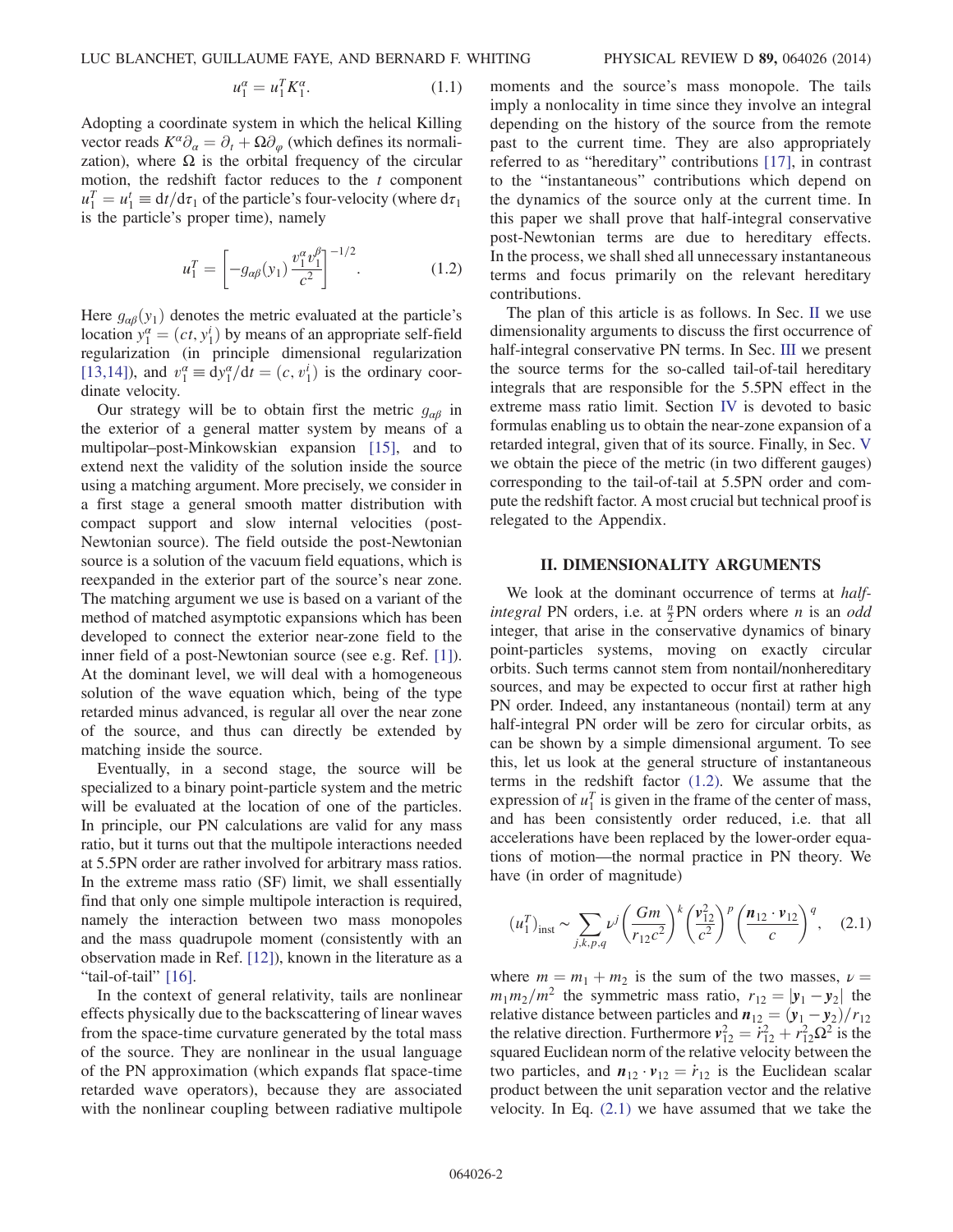$$u_1^\alpha = u_1^T K_1^\alpha. \tag{1.1}$$

Adopting a coordinate system in which the helical Killing vector reads $K^\alpha\partial_\alpha = \partial_t + \Omega\partial_\varphi$ (which defines its normalization), where $\Omega$ is the orbital frequency of the circular motion, the redshift factor reduces to the $t$ component $u_1^T = u_1^t \equiv \mathrm{d}t/\mathrm{d}\tau_1$ of the particle's four-velocity (where $\mathrm{d}\tau_1$ is the particle's proper time), namely

$$u_1^T = \left[-g_{\alpha\beta}(y_1)\,\frac{v_1^\alpha v_1^\beta}{c^2}\right]^{-1/2}. \tag{1.2}$$

Here $g_{\alpha\beta}(y_1)$ denotes the metric evaluated at the particle's location $y_1^\alpha = (ct, y_1^i)$ by means of an appropriate self-field regularization (in principle dimensional regularization [13,14]), and $v_1^\alpha \equiv \mathrm{d}y_1^\alpha/\mathrm{d}t = (c, v_1^i)$ is the ordinary coordinate velocity.

Our strategy will be to obtain first the metric $g_{\alpha\beta}$ in the exterior of a general matter system by means of a multipolar–post-Minkowskian expansion [15], and to extend next the validity of the solution inside the source using a matching argument. More precisely, we consider in a first stage a general smooth matter distribution with compact support and slow internal velocities (post-Newtonian source). The field outside the post-Newtonian source is a solution of the vacuum field equations, which is reexpanded in the exterior part of the source's near zone. The matching argument we use is based on a variant of the method of matched asymptotic expansions which has been developed to connect the exterior near-zone field to the inner field of a post-Newtonian source (see e.g. Ref. [1]). At the dominant level, we will deal with a homogeneous solution of the wave equation which, being of the type retarded minus advanced, is regular all over the near zone of the source, and thus can directly be extended by matching inside the source.

Eventually, in a second stage, the source will be specialized to a binary point-particle system and the metric will be evaluated at the location of one of the particles. In principle, our PN calculations are valid for any mass ratio, but it turns out that the multipole interactions needed at 5.5PN order are rather involved for arbitrary mass ratios. In the extreme mass ratio (SF) limit, we shall essentially find that only one simple multipole interaction is required, namely the interaction between two mass monopoles and the mass quadrupole moment (consistently with an observation made in Ref. [12]), known in the literature as a "tail-of-tail" [16].

In the context of general relativity, tails are nonlinear effects physically due to the backscattering of linear waves from the space-time curvature generated by the total mass of the source. They are nonlinear in the usual language of the PN approximation (which expands flat space-time retarded wave operators), because they are associated with the nonlinear coupling between radiative multipole moments and the source's mass monopole. The tails imply a nonlocality in time since they involve an integral depending on the history of the source from the remote past to the current time. They are also appropriately referred to as "hereditary" contributions [17], in contrast to the "instantaneous" contributions which depend on the dynamics of the source only at the current time. In this paper we shall prove that half-integral conservative post-Newtonian terms are due to hereditary effects. In the process, we shall shed all unnecessary instantaneous terms and focus primarily on the relevant hereditary contributions.

The plan of this article is as follows. In Sec. II we use dimensionality arguments to discuss the first occurrence of half-integral conservative PN terms. In Sec. III we present the source terms for the so-called tail-of-tail hereditary integrals that are responsible for the 5.5PN effect in the extreme mass ratio limit. Section IV is devoted to basic formulas enabling us to obtain the near-zone expansion of a retarded integral, given that of its source. Finally, in Sec. V we obtain the piece of the metric (in two different gauges) corresponding to the tail-of-tail at 5.5PN order and compute the redshift factor. A most crucial but technical proof is relegated to the Appendix.

## II. DIMENSIONALITY ARGUMENTS

We look at the dominant occurrence of terms at *half-integral* PN orders, i.e. at $\frac{n}{2}$PN orders where $n$ is an *odd* integer, that arise in the conservative dynamics of binary point-particles systems, moving on exactly circular orbits. Such terms cannot stem from nontail/nonhereditary sources, and may be expected to occur first at rather high PN order. Indeed, any instantaneous (nontail) term at any half-integral PN order will be zero for circular orbits, as can be shown by a simple dimensional argument. To see this, let us look at the general structure of instantaneous terms in the redshift factor (1.2). We assume that the expression of $u_1^T$ is given in the frame of the center of mass, and has been consistently order reduced, i.e. that all accelerations have been replaced by the lower-order equations of motion—the normal practice in PN theory. We have (in order of magnitude)

$$(u_1^T)_{\text{inst}} \sim \sum_{j,k,p,q} \nu^j \left(\frac{Gm}{r_{12}c^2}\right)^k \left(\frac{\boldsymbol{v}_{12}^2}{c^2}\right)^p \left(\frac{\boldsymbol{n}_{12}\cdot\boldsymbol{v}_{12}}{c}\right)^q, \tag{2.1}$$

where $m = m_1 + m_2$ is the sum of the two masses, $\nu = m_1 m_2/m^2$ the symmetric mass ratio, $r_{12} = |\boldsymbol{y}_1 - \boldsymbol{y}_2|$ the relative distance between particles and $\boldsymbol{n}_{12} = (\boldsymbol{y}_1 - \boldsymbol{y}_2)/r_{12}$ the relative direction. Furthermore $\boldsymbol{v}_{12}^2 = \dot{r}_{12}^2 + r_{12}^2\Omega^2$ is the squared Euclidean norm of the relative velocity between the two particles, and $\boldsymbol{n}_{12}\cdot\boldsymbol{v}_{12} = \dot{r}_{12}$ is the Euclidean scalar product between the unit separation vector and the relative velocity. In Eq. (2.1) we have assumed that we take the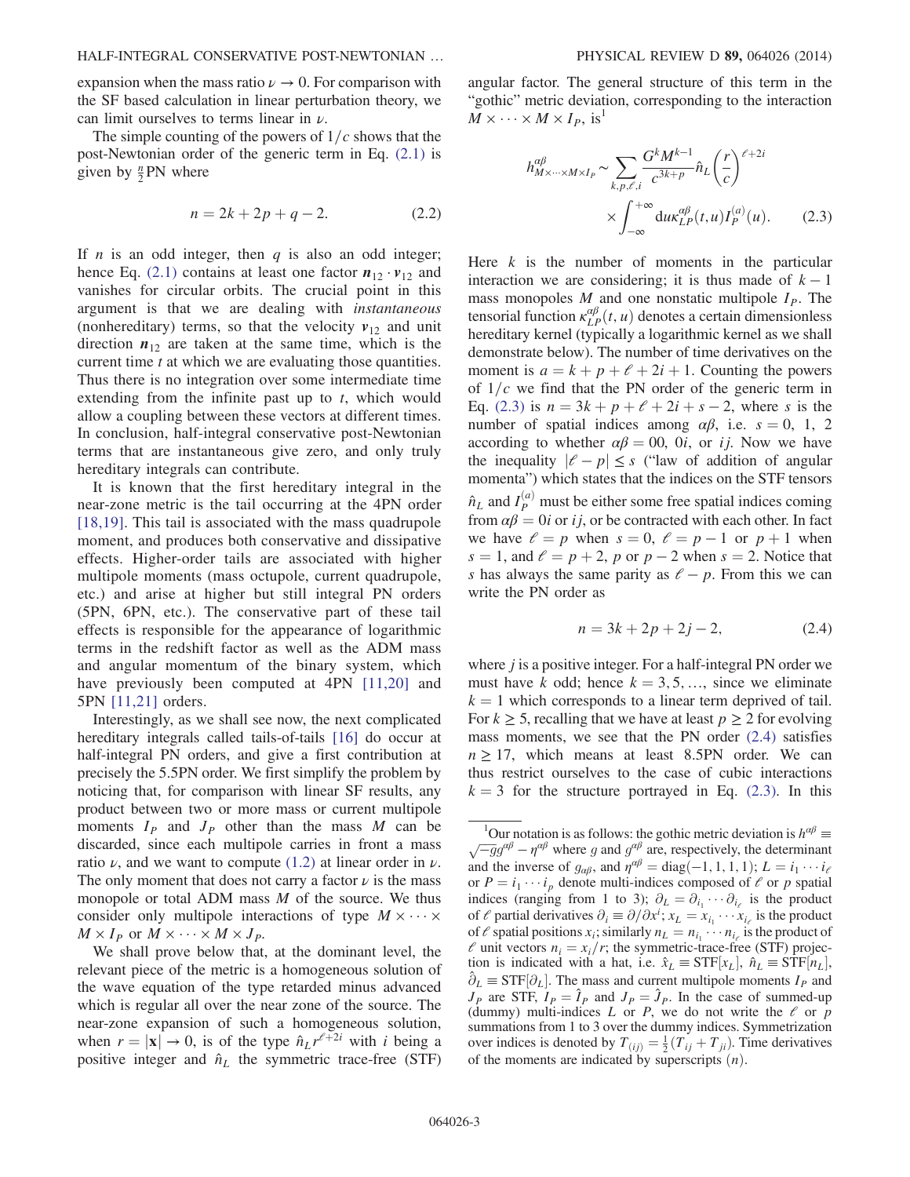expansion when the mass ratio $\nu \to 0$. For comparison with the SF based calculation in linear perturbation theory, we can limit ourselves to terms linear in $\nu$.

The simple counting of the powers of $1/c$ shows that the post-Newtonian order of the generic term in Eq. (2.1) is given by $\frac{n}{2}$PN where

$$n = 2k + 2p + q - 2. \tag{2.2}$$

If $n$ is an odd integer, then $q$ is also an odd integer; hence Eq. (2.1) contains at least one factor $\boldsymbol{n}_{12} \cdot \boldsymbol{v}_{12}$ and vanishes for circular orbits. The crucial point in this argument is that we are dealing with *instantaneous* (nonhereditary) terms, so that the velocity $\boldsymbol{v}_{12}$ and unit direction $\boldsymbol{n}_{12}$ are taken at the same time, which is the current time $t$ at which we are evaluating those quantities. Thus there is no integration over some intermediate time extending from the infinite past up to $t$, which would allow a coupling between these vectors at different times. In conclusion, half-integral conservative post-Newtonian terms that are instantaneous give zero, and only truly hereditary integrals can contribute.

It is known that the first hereditary integral in the near-zone metric is the tail occurring at the 4PN order [18,19]. This tail is associated with the mass quadrupole moment, and produces both conservative and dissipative effects. Higher-order tails are associated with higher multipole moments (mass octupole, current quadrupole, etc.) and arise at higher but still integral PN orders (5PN, 6PN, etc.). The conservative part of these tail effects is responsible for the appearance of logarithmic terms in the redshift factor as well as the ADM mass and angular momentum of the binary system, which have previously been computed at 4PN [11,20] and 5PN [11,21] orders.

Interestingly, as we shall see now, the next complicated hereditary integrals called tails-of-tails [16] do occur at half-integral PN orders, and give a first contribution at precisely the 5.5PN order. We first simplify the problem by noticing that, for comparison with linear SF results, any product between two or more mass or current multipole moments $I_P$ and $J_P$ other than the mass $M$ can be discarded, since each multipole carries in front a mass ratio $\nu$, and we want to compute (1.2) at linear order in $\nu$. The only moment that does not carry a factor $\nu$ is the mass monopole or total ADM mass $M$ of the source. We thus consider only multipole interactions of type $M \times \cdots \times M \times I_P$ or $M \times \cdots \times M \times J_P$.

We shall prove below that, at the dominant level, the relevant piece of the metric is a homogeneous solution of the wave equation of the type retarded minus advanced which is regular all over the near zone of the source. The near-zone expansion of such a homogeneous solution, when $r = |\mathbf{x}| \to 0$, is of the type $\hat{n}_L r^{\ell+2i}$ with $i$ being a positive integer and $\hat{n}_L$ the symmetric trace-free (STF) angular factor. The general structure of this term in the "gothic" metric deviation, corresponding to the interaction $M \times \cdots \times M \times I_P$, is[1]

$$h^{\alpha\beta}_{M\times\cdots\times M\times I_P} \sim \sum_{k,p,\ell,i} \frac{G^k M^{k-1}}{c^{3k+p}} \hat{n}_L \left(\frac{r}{c}\right)^{\ell+2i} \times \int_{-\infty}^{+\infty} \mathrm{d}u \kappa^{\alpha\beta}_{LP}(t,u) I^{(a)}_P(u). \tag{2.3}$$

Here $k$ is the number of moments in the particular interaction we are considering; it is thus made of $k-1$ mass monopoles $M$ and one nonstatic multipole $I_P$. The tensorial function $\kappa^{\alpha\beta}_{LP}(t,u)$ denotes a certain dimensionless hereditary kernel (typically a logarithmic kernel as we shall demonstrate below). The number of time derivatives on the moment is $a = k + p + \ell + 2i + 1$. Counting the powers of $1/c$ we find that the PN order of the generic term in Eq. (2.3) is $n = 3k + p + \ell + 2i + s - 2$, where $s$ is the number of spatial indices among $\alpha\beta$, i.e. $s = 0$, 1, 2 according to whether $\alpha\beta = 00$, $0i$, or $ij$. Now we have the inequality $|\ell - p| \le s$ ("law of addition of angular momenta") which states that the indices on the STF tensors $\hat{n}_L$ and $I^{(a)}_P$ must be either some free spatial indices coming from $\alpha\beta = 0i$ or $ij$, or be contracted with each other. In fact we have $\ell = p$ when $s = 0$, $\ell = p - 1$ or $p + 1$ when $s = 1$, and $\ell = p + 2$, $p$ or $p - 2$ when $s = 2$. Notice that $s$ has always the same parity as $\ell - p$. From this we can write the PN order as

$$n = 3k + 2p + 2j - 2, \tag{2.4}$$

where $j$ is a positive integer. For a half-integral PN order we must have $k$ odd; hence $k = 3, 5, \ldots$, since we eliminate $k = 1$ which corresponds to a linear term deprived of tail. For $k \ge 5$, recalling that we have at least $p \ge 2$ for evolving mass moments, we see that the PN order (2.4) satisfies $n \ge 17$, which means at least 8.5PN order. We can thus restrict ourselves to the case of cubic interactions $k = 3$ for the structure portrayed in Eq. (2.3). In this

---

[1] Our notation is as follows: the gothic metric deviation is $h^{\alpha\beta} \equiv \sqrt{-g} g^{\alpha\beta} - \eta^{\alpha\beta}$ where $g$ and $g^{\alpha\beta}$ are, respectively, the determinant and the inverse of $g_{\alpha\beta}$, and $\eta^{\alpha\beta} = \mathrm{diag}(-1, 1, 1, 1)$; $L = i_1 \cdots i_\ell$ or $P = i_1 \cdots i_p$ denote multi-indices composed of $\ell$ or $p$ spatial indices (ranging from 1 to 3); $\partial_L = \partial_{i_1} \cdots \partial_{i_\ell}$ is the product of $\ell$ partial derivatives $\partial_i \equiv \partial/\partial x^i$; $x_L = x_{i_1} \cdots x_{i_\ell}$ is the product of $\ell$ spatial positions $x_i$; similarly $n_L = n_{i_1} \cdots n_{i_\ell}$ is the product of $\ell$ unit vectors $n_i = x_i/r$; the symmetric-trace-free (STF) projection is indicated with a hat, i.e. $\hat{x}_L \equiv \mathrm{STF}[x_L]$, $\hat{n}_L \equiv \mathrm{STF}[n_L]$, $\hat{\partial}_L \equiv \mathrm{STF}[\partial_L]$. The mass and current multipole moments $I_P$ and $J_P$ are STF, $I_P = \hat{I}_P$ and $J_P = \hat{J}_P$. In the case of summed-up (dummy) multi-indices $L$ or $P$, we do not write the $\ell$ or $p$ summations from 1 to 3 over the dummy indices. Symmetrization over indices is denoted by $T_{(ij)} = \frac{1}{2}(T_{ij} + T_{ji})$. Time derivatives of the moments are indicated by superscripts $(n)$.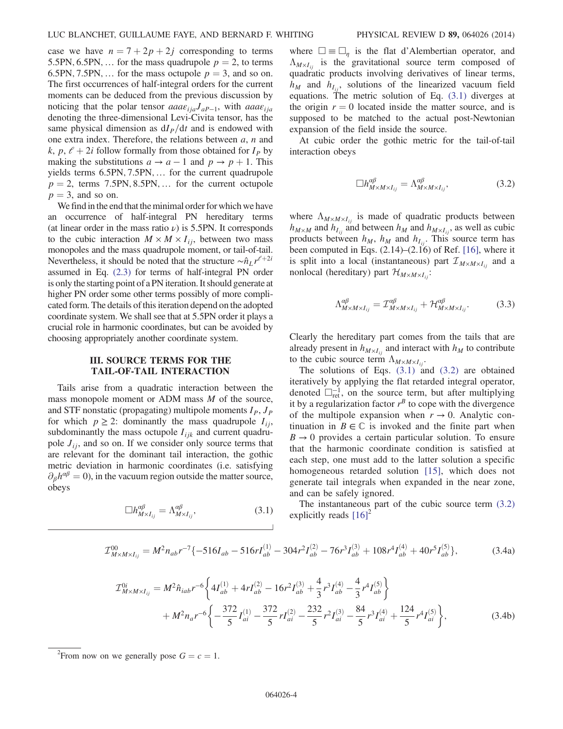case we have $n = 7 + 2p + 2j$ corresponding to terms 5.5PN, 6.5PN, … for the mass quadrupole $p = 2$, to terms 6.5PN, 7.5PN, … for the mass octupole $p = 3$, and so on. The first occurrences of half-integral orders for the current moments can be deduced from the previous discussion by noticing that the polar tensor $aaa\varepsilon_{ija}J_{aP-1}$, with $aaa\varepsilon_{ija}$ denoting the three-dimensional Levi-Civita tensor, has the same physical dimension as $\mathrm{d}I_P/\mathrm{d}t$ and is endowed with one extra index. Therefore, the relations between $a$, $n$ and $k$, $p$, $\ell + 2i$ follow formally from those obtained for $I_P$ by making the substitutions $a \to a - 1$ and $p \to p + 1$. This yields terms 6.5PN, 7.5PN, … for the current quadrupole $p = 2$, terms 7.5PN, 8.5PN, … for the current octupole $p = 3$, and so on.

We find in the end that the minimal order for which we have an occurrence of half-integral PN hereditary terms (at linear order in the mass ratio $\nu$) is 5.5PN. It corresponds to the cubic interaction $M \times M \times I_{ij}$, between two mass monopoles and the mass quadrupole moment, or tail-of-tail. Nevertheless, it should be noted that the structure $\sim \hat{n}_L r^{\ell+2i}$ assumed in Eq. (2.3) for terms of half-integral PN order is only the starting point of a PN iteration. It should generate at higher PN order some other terms possibly of more complicated form. The details of this iteration depend on the adopted coordinate system. We shall see that at 5.5PN order it plays a crucial role in harmonic coordinates, but can be avoided by choosing appropriately another coordinate system.

## III. SOURCE TERMS FOR THE TAIL-OF-TAIL INTERACTION

Tails arise from a quadratic interaction between the mass monopole moment or ADM mass $M$ of the source, and STF nonstatic (propagating) multipole moments $I_P$, $J_P$ for which $p \geq 2$: dominantly the mass quadrupole $I_{ij}$, subdominantly the mass octupole $I_{ijk}$ and current quadrupole $J_{ij}$, and so on. If we consider only source terms that are relevant for the dominant tail interaction, the gothic metric deviation in harmonic coordinates (i.e. satisfying $\partial_\beta h^{\alpha\beta} = 0$), in the vacuum region outside the matter source, obeys

$$\Box h^{\alpha\beta}_{M\times I_{ij}} = \Lambda^{\alpha\beta}_{M\times I_{ij}}, \tag{3.1}$$

where $\Box \equiv \Box_\eta$ is the flat d'Alembertian operator, and $\Lambda_{M\times I_{ij}}$ is the gravitational source term composed of quadratic products involving derivatives of linear terms, $h_M$ and $h_{I_{ij}}$, solutions of the linearized vacuum field equations. The metric solution of Eq. (3.1) diverges at the origin $r = 0$ located inside the matter source, and is supposed to be matched to the actual post-Newtonian expansion of the field inside the source.

At cubic order the gothic metric for the tail-of-tail interaction obeys

$$\Box h^{\alpha\beta}_{M\times M\times I_{ij}} = \Lambda^{\alpha\beta}_{M\times M\times I_{ij}}, \tag{3.2}$$

where $\Lambda_{M\times M\times I_{ij}}$ is made of quadratic products between $h_{M\times M}$ and $h_{I_{ij}}$ and between $h_M$ and $h_{M\times I_{ij}}$, as well as cubic products between $h_M$, $h_M$ and $h_{I_{ij}}$. This source term has been computed in Eqs. (2.14)–(2.16) of Ref. [16], where it is split into a local (instantaneous) part $\mathcal{I}_{M\times M\times I_{ij}}$ and a nonlocal (hereditary) part $\mathcal{H}_{M\times M\times I_{ij}}$:

$$\Lambda^{\alpha\beta}_{M\times M\times I_{ij}} = \mathcal{I}^{\alpha\beta}_{M\times M\times I_{ij}} + \mathcal{H}^{\alpha\beta}_{M\times M\times I_{ij}}. \tag{3.3}$$

Clearly the hereditary part comes from the tails that are already present in $h_{M\times I_{ij}}$ and interact with $h_M$ to contribute to the cubic source term $\Lambda_{M\times M\times I_{ij}}$.

The solutions of Eqs. (3.1) and (3.2) are obtained iteratively by applying the flat retarded integral operator, denoted $\Box^{-1}_{\text{ret}}$, on the source term, but after multiplying it by a regularization factor $r^B$ to cope with the divergence of the multipole expansion when $r \to 0$. Analytic continuation in $B \in \mathbb{C}$ is invoked and the finite part when $B \to 0$ provides a certain particular solution. To ensure that the harmonic coordinate condition is satisfied at each step, one must add to the latter solution a specific homogeneous retarded solution [15], which does not generate tail integrals when expanded in the near zone, and can be safely ignored.

The instantaneous part of the cubic source term (3.2) explicitly reads [16][2]

$$\mathcal{I}^{00}_{M\times M\times I_{ij}} = M^2 n_{ab} r^{-7}\{-516 I_{ab} - 516 r I^{(1)}_{ab} - 304 r^2 I^{(2)}_{ab} - 76 r^3 I^{(3)}_{ab} + 108 r^4 I^{(4)}_{ab} + 40 r^5 I^{(5)}_{ab}\}, \tag{3.4a}$$

$$\begin{aligned}\mathcal{I}^{0i}_{M\times M\times I_{ij}} = {} & M^2 \hat{n}_{iab} r^{-6}\left\{4 I^{(1)}_{ab} + 4 r I^{(2)}_{ab} - 16 r^2 I^{(3)}_{ab} + \frac{4}{3} r^3 I^{(4)}_{ab} - \frac{4}{3} r^4 I^{(5)}_{ab}\right\} \\ & + M^2 n_a r^{-6}\left\{-\frac{372}{5} I^{(1)}_{ai} - \frac{372}{5} r I^{(2)}_{ai} - \frac{232}{5} r^2 I^{(3)}_{ai} - \frac{84}{5} r^3 I^{(4)}_{ai} + \frac{124}{5} r^4 I^{(5)}_{ai}\right\},\end{aligned} \tag{3.4b}$$

[2] From now on we generally pose $G = c = 1$.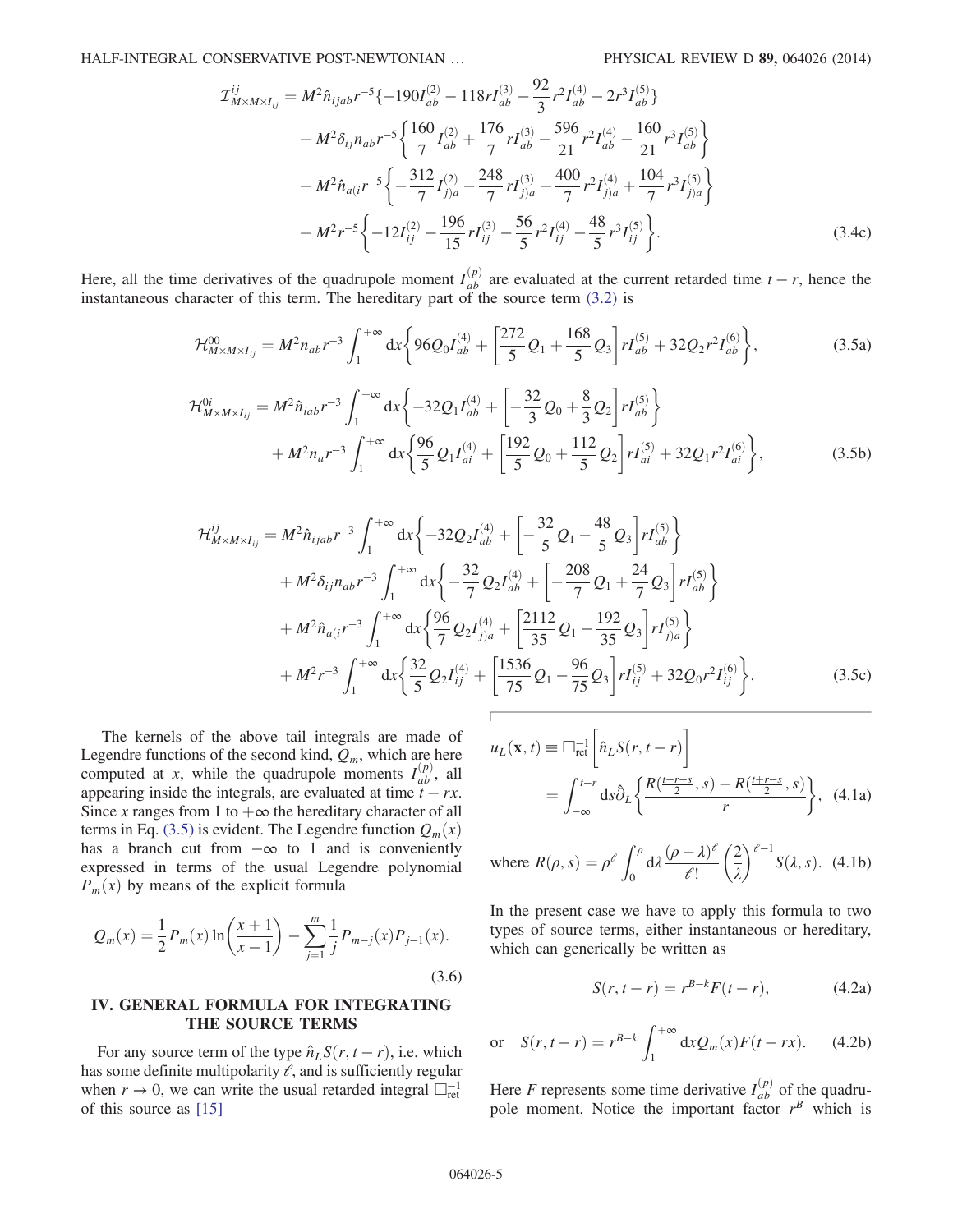$$
\begin{aligned}
\mathcal{I}^{ij}_{M\times M\times I_{ij}} = {}& M^2 \hat{n}_{ijab} r^{-5}\left\{-190 I^{(2)}_{ab} - 118 r I^{(3)}_{ab} - \frac{92}{3} r^2 I^{(4)}_{ab} - 2 r^3 I^{(5)}_{ab}\right\} \\
&+ M^2 \delta_{ij} n_{ab} r^{-5}\left\{\frac{160}{7} I^{(2)}_{ab} + \frac{176}{7} r I^{(3)}_{ab} - \frac{596}{21} r^2 I^{(4)}_{ab} - \frac{160}{21} r^3 I^{(5)}_{ab}\right\} \\
&+ M^2 \hat{n}_{a(i} r^{-5}\left\{-\frac{312}{7} I^{(2)}_{j)a} - \frac{248}{7} r I^{(3)}_{j)a} + \frac{400}{7} r^2 I^{(4)}_{j)a} + \frac{104}{7} r^3 I^{(5)}_{j)a}\right\} \\
&+ M^2 r^{-5}\left\{-12 I^{(2)}_{ij} - \frac{196}{15} r I^{(3)}_{ij} - \frac{56}{5} r^2 I^{(4)}_{ij} - \frac{48}{5} r^3 I^{(5)}_{ij}\right\}.
\end{aligned} \tag{3.4c}
$$

Here, all the time derivatives of the quadrupole moment $I^{(p)}_{ab}$ are evaluated at the current retarded time $t-r$, hence the instantaneous character of this term. The hereditary part of the source term (3.2) is

$$
\mathcal{H}^{00}_{M\times M\times I_{ij}} = M^2 n_{ab} r^{-3} \int_1^{+\infty} \mathrm{d}x \left\{ 96 Q_0 I^{(4)}_{ab} + \left[\frac{272}{5} Q_1 + \frac{168}{5} Q_3\right] r I^{(5)}_{ab} + 32 Q_2 r^2 I^{(6)}_{ab}\right\}, \tag{3.5a}
$$

$$
\begin{aligned}
\mathcal{H}^{0i}_{M\times M\times I_{ij}} = {}& M^2 \hat{n}_{iab} r^{-3} \int_1^{+\infty} \mathrm{d}x \left\{ -32 Q_1 I^{(4)}_{ab} + \left[-\frac{32}{3} Q_0 + \frac{8}{3} Q_2\right] r I^{(5)}_{ab}\right\} \\
&+ M^2 n_a r^{-3} \int_1^{+\infty} \mathrm{d}x \left\{ \frac{96}{5} Q_1 I^{(4)}_{ai} + \left[\frac{192}{5} Q_0 + \frac{112}{5} Q_2\right] r I^{(5)}_{ai} + 32 Q_1 r^2 I^{(6)}_{ai}\right\},
\end{aligned} \tag{3.5b}
$$

$$
\begin{aligned}
\mathcal{H}^{ij}_{M\times M\times I_{ij}} = {}& M^2 \hat{n}_{ijab} r^{-3} \int_1^{+\infty} \mathrm{d}x \left\{ -32 Q_2 I^{(4)}_{ab} + \left[-\frac{32}{5} Q_1 - \frac{48}{5} Q_3\right] r I^{(5)}_{ab}\right\} \\
&+ M^2 \delta_{ij} n_{ab} r^{-3} \int_1^{+\infty} \mathrm{d}x \left\{ -\frac{32}{7} Q_2 I^{(4)}_{ab} + \left[-\frac{208}{7} Q_1 + \frac{24}{7} Q_3\right] r I^{(5)}_{ab}\right\} \\
&+ M^2 \hat{n}_{a(i} r^{-3} \int_1^{+\infty} \mathrm{d}x \left\{ \frac{96}{7} Q_2 I^{(4)}_{j)a} + \left[\frac{2112}{35} Q_1 - \frac{192}{35} Q_3\right] r I^{(5)}_{j)a}\right\} \\
&+ M^2 r^{-3} \int_1^{+\infty} \mathrm{d}x \left\{ \frac{32}{5} Q_2 I^{(4)}_{ij} + \left[\frac{1536}{75} Q_1 - \frac{96}{75} Q_3\right] r I^{(5)}_{ij} + 32 Q_0 r^2 I^{(6)}_{ij}\right\}.
\end{aligned} \tag{3.5c}
$$

The kernels of the above tail integrals are made of Legendre functions of the second kind, $Q_m$, which are here computed at $x$, while the quadrupole moments $I^{(p)}_{ab}$, all appearing inside the integrals, are evaluated at time $t-rx$. Since $x$ ranges from 1 to $+\infty$ the hereditary character of all terms in Eq. (3.5) is evident. The Legendre function $Q_m(x)$ has a branch cut from $-\infty$ to 1 and is conveniently expressed in terms of the usual Legendre polynomial $P_m(x)$ by means of the explicit formula

$$
Q_m(x) = \frac{1}{2} P_m(x) \ln\left(\frac{x+1}{x-1}\right) - \sum_{j=1}^{m} \frac{1}{j} P_{m-j}(x) P_{j-1}(x). \tag{3.6}
$$

## IV. GENERAL FORMULA FOR INTEGRATING THE SOURCE TERMS

For any source term of the type $\hat{n}_L S(r, t-r)$, i.e. which has some definite multipolarity $\ell$, and is sufficiently regular when $r\to 0$, we can write the usual retarded integral $\Box^{-1}_{\text{ret}}$ of this source as [15]

$$
\begin{aligned}
u_L(\mathbf{x}, t) &\equiv \Box^{-1}_{\text{ret}}\left[\hat{n}_L S(r, t-r)\right] \\
&= \int_{-\infty}^{t-r} \mathrm{d}s\, \hat{\partial}_L \left\{ \frac{R\left(\frac{t-r-s}{2}, s\right) - R\left(\frac{t+r-s}{2}, s\right)}{r}\right\},
\end{aligned} \tag{4.1a}
$$

$$
\text{where } R(\rho, s) = \rho^\ell \int_0^\rho \mathrm{d}\lambda \frac{(\rho-\lambda)^\ell}{\ell!} \left(\frac{2}{\lambda}\right)^{\ell-1} S(\lambda, s). \tag{4.1b}
$$

In the present case we have to apply this formula to two types of source terms, either instantaneous or hereditary, which can generically be written as

$$
S(r, t-r) = r^{B-k} F(t-r), \tag{4.2a}
$$

$$
\text{or} \quad S(r, t-r) = r^{B-k} \int_1^{+\infty} \mathrm{d}x\, Q_m(x) F(t-rx). \tag{4.2b}
$$

Here $F$ represents some time derivative $I^{(p)}_{ab}$ of the quadrupole moment. Notice the important factor $r^B$ which is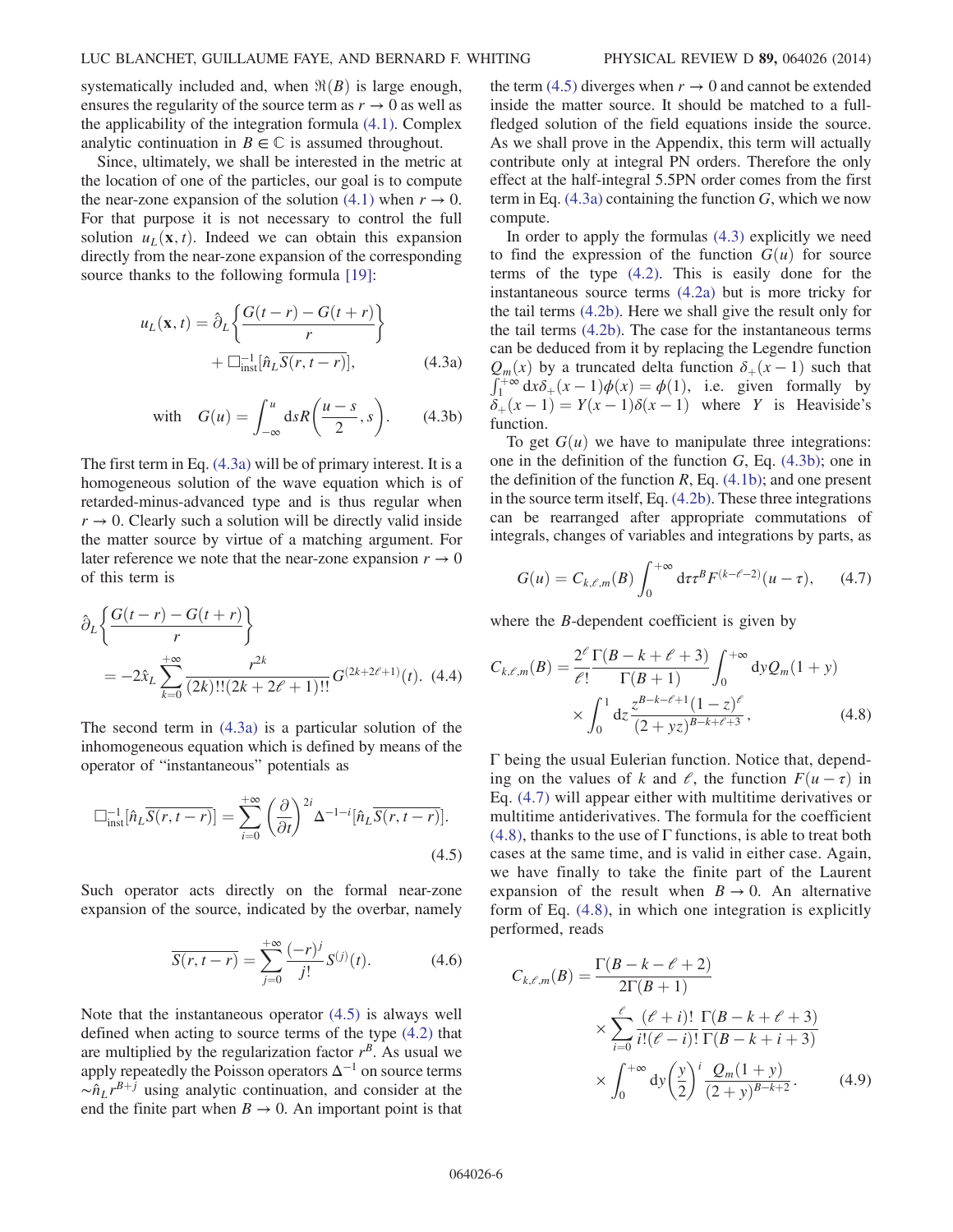systematically included and, when $\Re(B)$ is large enough, ensures the regularity of the source term as $r \to 0$ as well as the applicability of the integration formula (4.1). Complex analytic continuation in $B \in \mathbb{C}$ is assumed throughout.

Since, ultimately, we shall be interested in the metric at the location of one of the particles, our goal is to compute the near-zone expansion of the solution (4.1) when $r \to 0$. For that purpose it is not necessary to control the full solution $u_L(\mathbf{x}, t)$. Indeed we can obtain this expansion directly from the near-zone expansion of the corresponding source thanks to the following formula [19]:

$$u_L(\mathbf{x}, t) = \hat{\partial}_L \left\{ \frac{G(t-r) - G(t+r)}{r} \right\} + \Box^{-1}_{\text{inst}}[\hat{n}_L \overline{S(r, t-r)}], \tag{4.3a}$$

$$\text{with} \quad G(u) = \int_{-\infty}^{u} \mathrm{d}s R\left(\frac{u-s}{2}, s\right). \tag{4.3b}$$

The first term in Eq. (4.3a) will be of primary interest. It is a homogeneous solution of the wave equation which is of retarded-minus-advanced type and is thus regular when $r \to 0$. Clearly such a solution will be directly valid inside the matter source by virtue of a matching argument. For later reference we note that the near-zone expansion $r \to 0$ of this term is

$$\hat{\partial}_L \left\{ \frac{G(t-r) - G(t+r)}{r} \right\} = -2\hat{x}_L \sum_{k=0}^{+\infty} \frac{r^{2k}}{(2k)!!(2k+2\ell+1)!!} G^{(2k+2\ell+1)}(t). \tag{4.4}$$

The second term in (4.3a) is a particular solution of the inhomogeneous equation which is defined by means of the operator of "instantaneous" potentials as

$$\Box^{-1}_{\text{inst}}[\hat{n}_L \overline{S(r, t-r)}] = \sum_{i=0}^{+\infty} \left(\frac{\partial}{\partial t}\right)^{2i} \Delta^{-1-i}[\hat{n}_L \overline{S(r, t-r)}]. \tag{4.5}$$

Such operator acts directly on the formal near-zone expansion of the source, indicated by the overbar, namely

$$\overline{S(r, t-r)} = \sum_{j=0}^{+\infty} \frac{(-r)^j}{j!} S^{(j)}(t). \tag{4.6}$$

Note that the instantaneous operator (4.5) is always well defined when acting to source terms of the type (4.2) that are multiplied by the regularization factor $r^B$. As usual we apply repeatedly the Poisson operators $\Delta^{-1}$ on source terms $\sim \hat{n}_L r^{B+j}$ using analytic continuation, and consider at the end the finite part when $B \to 0$. An important point is that the term (4.5) diverges when $r \to 0$ and cannot be extended inside the matter source. It should be matched to a full-fledged solution of the field equations inside the source. As we shall prove in the Appendix, this term will actually contribute only at integral PN orders. Therefore the only effect at the half-integral 5.5PN order comes from the first term in Eq. (4.3a) containing the function $G$, which we now compute.

In order to apply the formulas (4.3) explicitly we need to find the expression of the function $G(u)$ for source terms of the type (4.2). This is easily done for the instantaneous source terms (4.2a) but is more tricky for the tail terms (4.2b). Here we shall give the result only for the tail terms (4.2b). The case for the instantaneous terms can be deduced from it by replacing the Legendre function $Q_m(x)$ by a truncated delta function $\delta_+(x-1)$ such that $\int_1^{+\infty} \mathrm{d}x \delta_+(x-1)\phi(x) = \phi(1)$, i.e. given formally by $\delta_+(x-1) = Y(x-1)\delta(x-1)$ where $Y$ is Heaviside's function.

To get $G(u)$ we have to manipulate three integrations: one in the definition of the function $G$, Eq. (4.3b); one in the definition of the function $R$, Eq. (4.1b); and one present in the source term itself, Eq. (4.2b). These three integrations can be rearranged after appropriate commutations of integrals, changes of variables and integrations by parts, as

$$G(u) = C_{k,\ell,m}(B) \int_0^{+\infty} \mathrm{d}\tau \tau^B F^{(k-\ell-2)}(u-\tau), \tag{4.7}$$

where the $B$-dependent coefficient is given by

$$C_{k,\ell,m}(B) = \frac{2^\ell}{\ell!} \frac{\Gamma(B-k+\ell+3)}{\Gamma(B+1)} \int_0^{+\infty} \mathrm{d}y Q_m(1+y) \times \int_0^1 \mathrm{d}z \frac{z^{B-k-\ell+1}(1-z)^\ell}{(2+yz)^{B-k+\ell+3}}, \tag{4.8}$$

$\Gamma$ being the usual Eulerian function. Notice that, depending on the values of $k$ and $\ell$, the function $F(u-\tau)$ in Eq. (4.7) will appear either with multitime derivatives or multitime antiderivatives. The formula for the coefficient (4.8), thanks to the use of $\Gamma$ functions, is able to treat both cases at the same time, and is valid in either case. Again, we have finally to take the finite part of the Laurent expansion of the result when $B \to 0$. An alternative form of Eq. (4.8), in which one integration is explicitly performed, reads

$$C_{k,\ell,m}(B) = \frac{\Gamma(B-k-\ell+2)}{2\Gamma(B+1)} \times \sum_{i=0}^{\ell} \frac{(\ell+i)!}{i!(\ell-i)!} \frac{\Gamma(B-k+\ell+3)}{\Gamma(B-k+i+3)} \times \int_0^{+\infty} \mathrm{d}y \left(\frac{y}{2}\right)^i \frac{Q_m(1+y)}{(2+y)^{B-k+2}}. \tag{4.9}$$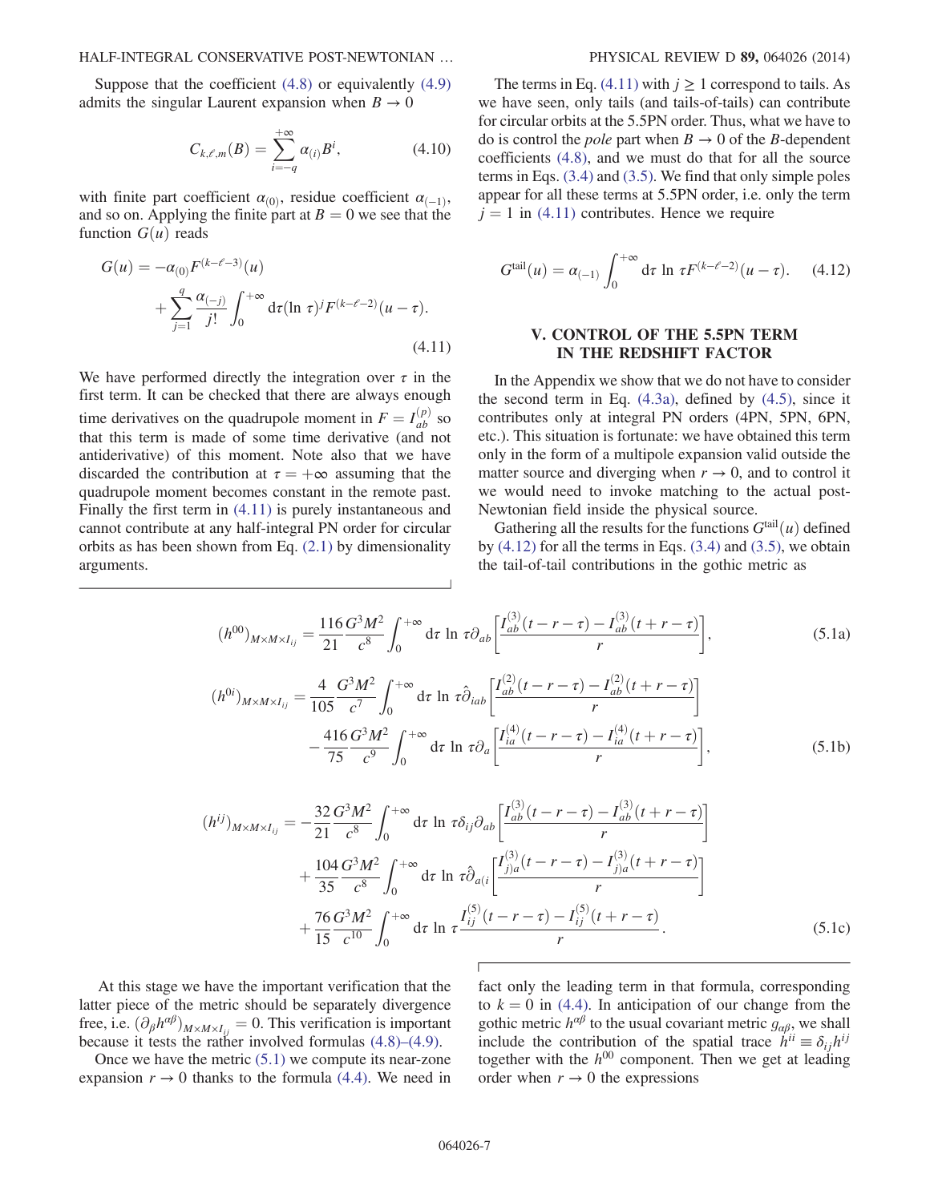Suppose that the coefficient (4.8) or equivalently (4.9) admits the singular Laurent expansion when $B \to 0$

$$C_{k,\ell,m}(B) = \sum_{i=-q}^{+\infty} \alpha_{(i)} B^i, \tag{4.10}$$

with finite part coefficient $\alpha_{(0)}$, residue coefficient $\alpha_{(-1)}$, and so on. Applying the finite part at $B = 0$ we see that the function $G(u)$ reads

$$G(u) = -\alpha_{(0)} F^{(k-\ell-3)}(u) + \sum_{j=1}^{q} \frac{\alpha_{(-j)}}{j!} \int_0^{+\infty} \mathrm{d}\tau (\ln \tau)^j F^{(k-\ell-2)}(u-\tau). \tag{4.11}$$

We have performed directly the integration over $\tau$ in the first term. It can be checked that there are always enough time derivatives on the quadrupole moment in $F = I_{ab}^{(p)}$ so that this term is made of some time derivative (and not antiderivative) of this moment. Note also that we have discarded the contribution at $\tau = +\infty$ assuming that the quadrupole moment becomes constant in the remote past. Finally the first term in (4.11) is purely instantaneous and cannot contribute at any half-integral PN order for circular orbits as has been shown from Eq. (2.1) by dimensionality arguments.

The terms in Eq. (4.11) with $j \geq 1$ correspond to tails. As we have seen, only tails (and tails-of-tails) can contribute for circular orbits at the 5.5PN order. Thus, what we have to do is control the *pole* part when $B \to 0$ of the $B$-dependent coefficients (4.8), and we must do that for all the source terms in Eqs. (3.4) and (3.5). We find that only simple poles appear for all these terms at 5.5PN order, i.e. only the term $j = 1$ in (4.11) contributes. Hence we require

$$G^{\text{tail}}(u) = \alpha_{(-1)} \int_0^{+\infty} \mathrm{d}\tau \ln \tau F^{(k-\ell-2)}(u-\tau). \tag{4.12}$$

## V. CONTROL OF THE 5.5PN TERM IN THE REDSHIFT FACTOR

In the Appendix we show that we do not have to consider the second term in Eq. (4.3a), defined by (4.5), since it contributes only at integral PN orders (4PN, 5PN, 6PN, etc.). This situation is fortunate: we have obtained this term only in the form of a multipole expansion valid outside the matter source and diverging when $r \to 0$, and to control it we would need to invoke matching to the actual post-Newtonian field inside the physical source.

Gathering all the results for the functions $G^{\text{tail}}(u)$ defined by (4.12) for all the terms in Eqs. (3.4) and (3.5), we obtain the tail-of-tail contributions in the gothic metric as

$$(h^{00})_{M\times M\times I_{ij}} = \frac{116}{21}\frac{G^3M^2}{c^8}\int_0^{+\infty}\mathrm{d}\tau \ln \tau \partial_{ab}\left[\frac{I_{ab}^{(3)}(t-r-\tau) - I_{ab}^{(3)}(t+r-\tau)}{r}\right], \tag{5.1a}$$

$$(h^{0i})_{M\times M\times I_{ij}} = \frac{4}{105}\frac{G^3M^2}{c^7}\int_0^{+\infty}\mathrm{d}\tau \ln \tau \hat{\partial}_{iab}\left[\frac{I_{ab}^{(2)}(t-r-\tau) - I_{ab}^{(2)}(t+r-\tau)}{r}\right] - \frac{416}{75}\frac{G^3M^2}{c^9}\int_0^{+\infty}\mathrm{d}\tau \ln \tau \partial_{a}\left[\frac{I_{ia}^{(4)}(t-r-\tau) - I_{ia}^{(4)}(t+r-\tau)}{r}\right], \tag{5.1b}$$

$$\begin{aligned}(h^{ij})_{M\times M\times I_{ij}} = &-\frac{32}{21}\frac{G^3M^2}{c^8}\int_0^{+\infty}\mathrm{d}\tau \ln \tau \delta_{ij}\partial_{ab}\left[\frac{I_{ab}^{(3)}(t-r-\tau) - I_{ab}^{(3)}(t+r-\tau)}{r}\right] \\ &+ \frac{104}{35}\frac{G^3M^2}{c^8}\int_0^{+\infty}\mathrm{d}\tau \ln \tau \hat{\partial}_{a(i}\left[\frac{I_{j)a}^{(3)}(t-r-\tau) - I_{j)a}^{(3)}(t+r-\tau)}{r}\right] \\ &+ \frac{76}{15}\frac{G^3M^2}{c^{10}}\int_0^{+\infty}\mathrm{d}\tau \ln \tau \frac{I_{ij}^{(5)}(t-r-\tau) - I_{ij}^{(5)}(t+r-\tau)}{r}.\end{aligned} \tag{5.1c}$$

At this stage we have the important verification that the latter piece of the metric should be separately divergence free, i.e. $(\partial_\beta h^{\alpha\beta})_{M\times M\times I_{ij}} = 0$. This verification is important because it tests the rather involved formulas (4.8)–(4.9).

Once we have the metric (5.1) we compute its near-zone expansion $r \to 0$ thanks to the formula (4.4). We need in fact only the leading term in that formula, corresponding to $k = 0$ in (4.4). In anticipation of our change from the gothic metric $h^{\alpha\beta}$ to the usual covariant metric $g_{\alpha\beta}$, we shall include the contribution of the spatial trace $h^{ii} \equiv \delta_{ij} h^{ij}$ together with the $h^{00}$ component. Then we get at leading order when $r \to 0$ the expressions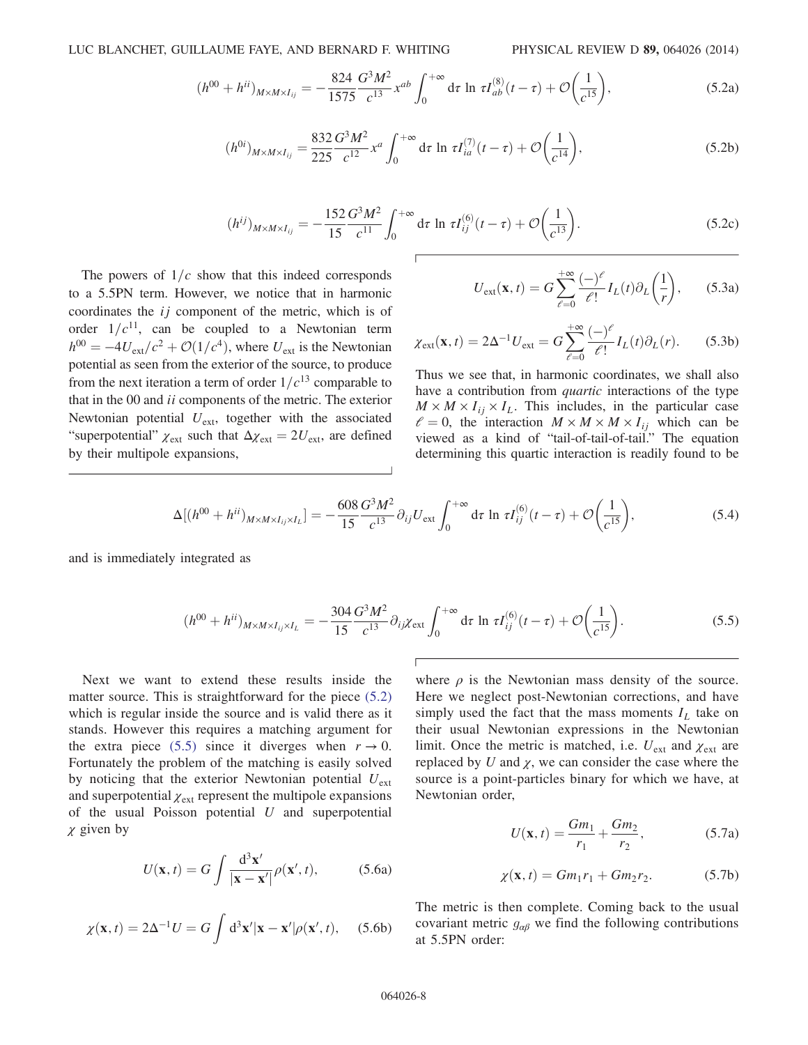$$(h^{00} + h^{ii})_{M\times M\times I_{ij}} = -\frac{824}{1575}\frac{G^3M^2}{c^{13}}x^{ab}\int_0^{+\infty} \mathrm{d}\tau \ln \tau I_{ab}^{(8)}(t-\tau) + \mathcal{O}\left(\frac{1}{c^{15}}\right), \tag{5.2a}$$

$$(h^{0i})_{M\times M\times I_{ij}} = \frac{832}{225}\frac{G^3M^2}{c^{12}}x^{a}\int_0^{+\infty} \mathrm{d}\tau \ln \tau I_{ia}^{(7)}(t-\tau) + \mathcal{O}\left(\frac{1}{c^{14}}\right), \tag{5.2b}$$

$$(h^{ij})_{M\times M\times I_{ij}} = -\frac{152}{15}\frac{G^3M^2}{c^{11}}\int_0^{+\infty} \mathrm{d}\tau \ln \tau I_{ij}^{(6)}(t-\tau) + \mathcal{O}\left(\frac{1}{c^{13}}\right). \tag{5.2c}$$

The powers of $1/c$ show that this indeed corresponds to a 5.5PN term. However, we notice that in harmonic coordinates the $ij$ component of the metric, which is of order $1/c^{11}$, can be coupled to a Newtonian term $h^{00} = -4U_{\mathrm{ext}}/c^2 + \mathcal{O}(1/c^4)$, where $U_{\mathrm{ext}}$ is the Newtonian potential as seen from the exterior of the source, to produce from the next iteration a term of order $1/c^{13}$ comparable to that in the 00 and $ii$ components of the metric. The exterior Newtonian potential $U_{\mathrm{ext}}$, together with the associated "superpotential" $\chi_{\mathrm{ext}}$ such that $\Delta\chi_{\mathrm{ext}} = 2U_{\mathrm{ext}}$, are defined by their multipole expansions,

$$U_{\mathrm{ext}}(\mathbf{x},t) = G\sum_{\ell=0}^{+\infty}\frac{(-)^\ell}{\ell!}I_L(t)\partial_L\left(\frac{1}{r}\right), \tag{5.3a}$$

$$\chi_{\mathrm{ext}}(\mathbf{x},t) = 2\Delta^{-1}U_{\mathrm{ext}} = G\sum_{\ell=0}^{+\infty}\frac{(-)^\ell}{\ell!}I_L(t)\partial_L(r). \tag{5.3b}$$

Thus we see that, in harmonic coordinates, we shall also have a contribution from *quartic* interactions of the type $M\times M\times I_{ij}\times I_L$. This includes, in the particular case $\ell=0$, the interaction $M\times M\times M\times I_{ij}$ which can be viewed as a kind of "tail-of-tail-of-tail." The equation determining this quartic interaction is readily found to be

$$\Delta[(h^{00} + h^{ii})_{M\times M\times I_{ij}\times I_L}] = -\frac{608}{15}\frac{G^3M^2}{c^{13}}\partial_{ij}U_{\mathrm{ext}}\int_0^{+\infty} \mathrm{d}\tau \ln \tau I_{ij}^{(6)}(t-\tau) + \mathcal{O}\left(\frac{1}{c^{15}}\right), \tag{5.4}$$

and is immediately integrated as

$$(h^{00} + h^{ii})_{M\times M\times I_{ij}\times I_L} = -\frac{304}{15}\frac{G^3M^2}{c^{13}}\partial_{ij}\chi_{\mathrm{ext}}\int_0^{+\infty} \mathrm{d}\tau \ln \tau I_{ij}^{(6)}(t-\tau) + \mathcal{O}\left(\frac{1}{c^{15}}\right). \tag{5.5}$$

Next we want to extend these results inside the matter source. This is straightforward for the piece (5.2) which is regular inside the source and is valid there as it stands. However this requires a matching argument for the extra piece (5.5) since it diverges when $r\to 0$. Fortunately the problem of the matching is easily solved by noticing that the exterior Newtonian potential $U_{\mathrm{ext}}$ and superpotential $\chi_{\mathrm{ext}}$ represent the multipole expansions of the usual Poisson potential $U$ and superpotential $\chi$ given by

$$U(\mathbf{x},t) = G\int \frac{\mathrm{d}^3\mathbf{x}'}{|\mathbf{x}-\mathbf{x}'|}\rho(\mathbf{x}',t), \tag{5.6a}$$

$$\chi(\mathbf{x},t) = 2\Delta^{-1}U = G\int \mathrm{d}^3\mathbf{x}'|\mathbf{x}-\mathbf{x}'|\rho(\mathbf{x}',t), \tag{5.6b}$$

where $\rho$ is the Newtonian mass density of the source. Here we neglect post-Newtonian corrections, and have simply used the fact that the mass moments $I_L$ take on their usual Newtonian expressions in the Newtonian limit. Once the metric is matched, i.e. $U_{\mathrm{ext}}$ and $\chi_{\mathrm{ext}}$ are replaced by $U$ and $\chi$, we can consider the case where the source is a point-particles binary for which we have, at Newtonian order,

$$U(\mathbf{x},t) = \frac{Gm_1}{r_1} + \frac{Gm_2}{r_2}, \tag{5.7a}$$

$$\chi(\mathbf{x},t) = Gm_1r_1 + Gm_2r_2. \tag{5.7b}$$

The metric is then complete. Coming back to the usual covariant metric $g_{\alpha\beta}$ we find the following contributions at 5.5PN order: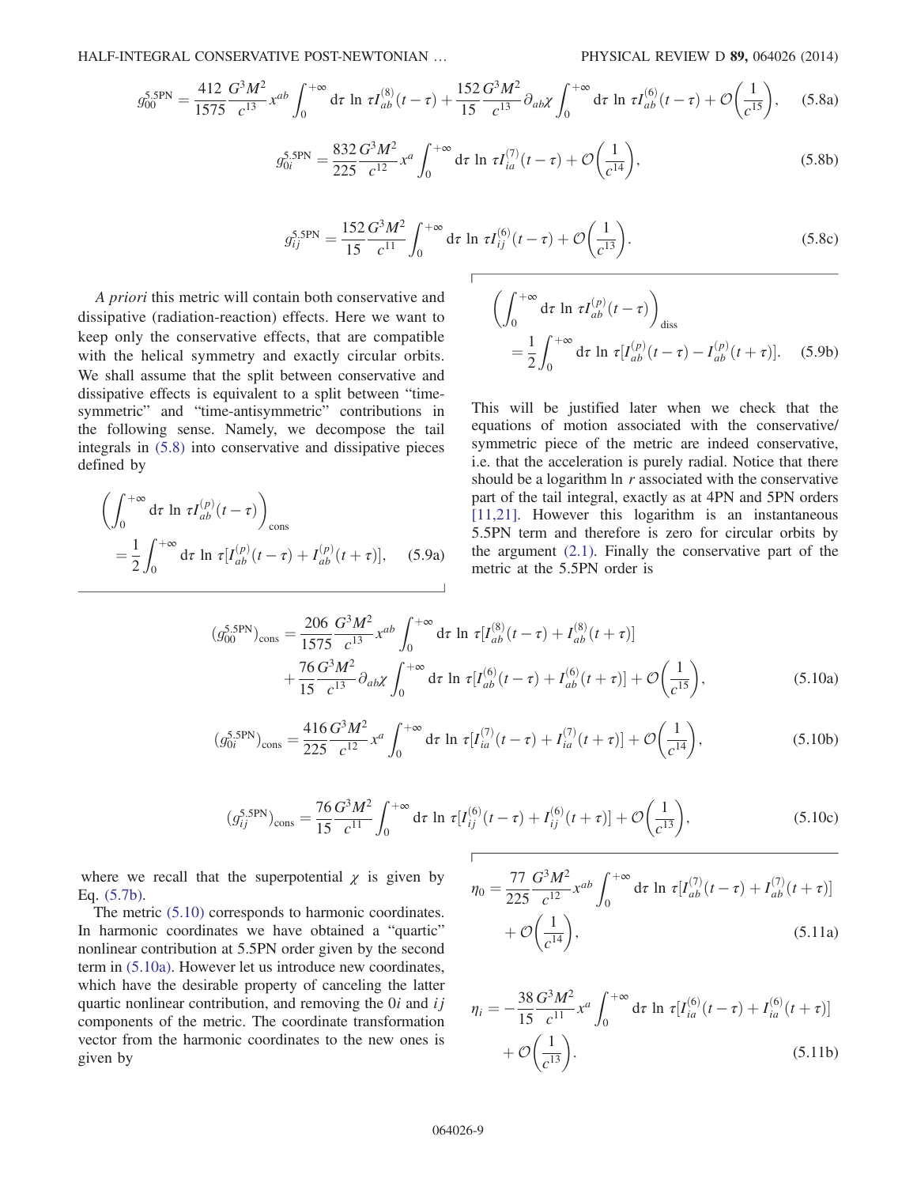$$g_{00}^{5.5\text{PN}} = \frac{412}{1575}\frac{G^3M^2}{c^{13}}x^{ab}\int_0^{+\infty} d\tau \ln \tau I_{ab}^{(8)}(t-\tau) + \frac{152}{15}\frac{G^3M^2}{c^{13}}\partial_{ab}\chi \int_0^{+\infty} d\tau \ln \tau I_{ab}^{(6)}(t-\tau) + \mathcal{O}\left(\frac{1}{c^{15}}\right), \tag{5.8a}$$

$$g_{0i}^{5.5\text{PN}} = \frac{832}{225}\frac{G^3M^2}{c^{12}}x^{a}\int_0^{+\infty} d\tau \ln \tau I_{ia}^{(7)}(t-\tau) + \mathcal{O}\left(\frac{1}{c^{14}}\right), \tag{5.8b}$$

$$g_{ij}^{5.5\text{PN}} = \frac{152}{15}\frac{G^3M^2}{c^{11}}\int_0^{+\infty} d\tau \ln \tau I_{ij}^{(6)}(t-\tau) + \mathcal{O}\left(\frac{1}{c^{13}}\right). \tag{5.8c}$$

*A priori* this metric will contain both conservative and dissipative (radiation-reaction) effects. Here we want to keep only the conservative effects, that are compatible with the helical symmetry and exactly circular orbits. We shall assume that the split between conservative and dissipative effects is equivalent to a split between "time-symmetric" and "time-antisymmetric" contributions in the following sense. Namely, we decompose the tail integrals in (5.8) into conservative and dissipative pieces defined by

$$\left(\int_0^{+\infty} d\tau \ln \tau I_{ab}^{(p)}(t-\tau)\right)_{\text{cons}} = \frac{1}{2}\int_0^{+\infty} d\tau \ln \tau [I_{ab}^{(p)}(t-\tau) + I_{ab}^{(p)}(t+\tau)], \tag{5.9a}$$

$$\left(\int_0^{+\infty} d\tau \ln \tau I_{ab}^{(p)}(t-\tau)\right)_{\text{diss}} = \frac{1}{2}\int_0^{+\infty} d\tau \ln \tau [I_{ab}^{(p)}(t-\tau) - I_{ab}^{(p)}(t+\tau)]. \tag{5.9b}$$

This will be justified later when we check that the equations of motion associated with the conservative/symmetric piece of the metric are indeed conservative, i.e. that the acceleration is purely radial. Notice that there should be a logarithm $\ln r$ associated with the conservative part of the tail integral, exactly as at 4PN and 5PN orders [11,21]. However this logarithm is an instantaneous 5.5PN term and therefore is zero for circular orbits by the argument (2.1). Finally the conservative part of the metric at the 5.5PN order is

$$(g_{00}^{5.5\text{PN}})_{\text{cons}} = \frac{206}{1575}\frac{G^3M^2}{c^{13}}x^{ab}\int_0^{+\infty} d\tau \ln \tau [I_{ab}^{(8)}(t-\tau) + I_{ab}^{(8)}(t+\tau)] + \frac{76}{15}\frac{G^3M^2}{c^{13}}\partial_{ab}\chi \int_0^{+\infty} d\tau \ln \tau [I_{ab}^{(6)}(t-\tau) + I_{ab}^{(6)}(t+\tau)] + \mathcal{O}\left(\frac{1}{c^{15}}\right), \tag{5.10a}$$

$$(g_{0i}^{5.5\text{PN}})_{\text{cons}} = \frac{416}{225}\frac{G^3M^2}{c^{12}}x^{a}\int_0^{+\infty} d\tau \ln \tau [I_{ia}^{(7)}(t-\tau) + I_{ia}^{(7)}(t+\tau)] + \mathcal{O}\left(\frac{1}{c^{14}}\right), \tag{5.10b}$$

$$(g_{ij}^{5.5\text{PN}})_{\text{cons}} = \frac{76}{15}\frac{G^3M^2}{c^{11}}\int_0^{+\infty} d\tau \ln \tau [I_{ij}^{(6)}(t-\tau) + I_{ij}^{(6)}(t+\tau)] + \mathcal{O}\left(\frac{1}{c^{13}}\right), \tag{5.10c}$$

where we recall that the superpotential $\chi$ is given by Eq. (5.7b).

The metric (5.10) corresponds to harmonic coordinates. In harmonic coordinates we have obtained a "quartic" nonlinear contribution at 5.5PN order given by the second term in (5.10a). However let us introduce new coordinates, which have the desirable property of canceling the latter quartic nonlinear contribution, and removing the $0i$ and $ij$ components of the metric. The coordinate transformation vector from the harmonic coordinates to the new ones is given by

$$\eta_0 = \frac{77}{225}\frac{G^3M^2}{c^{12}}x^{ab}\int_0^{+\infty} d\tau \ln \tau [I_{ab}^{(7)}(t-\tau) + I_{ab}^{(7)}(t+\tau)] + \mathcal{O}\left(\frac{1}{c^{14}}\right), \tag{5.11a}$$

$$\eta_i = -\frac{38}{15}\frac{G^3M^2}{c^{11}}x^{a}\int_0^{+\infty} d\tau \ln \tau [I_{ia}^{(6)}(t-\tau) + I_{ia}^{(6)}(t+\tau)] + \mathcal{O}\left(\frac{1}{c^{13}}\right). \tag{5.11b}$$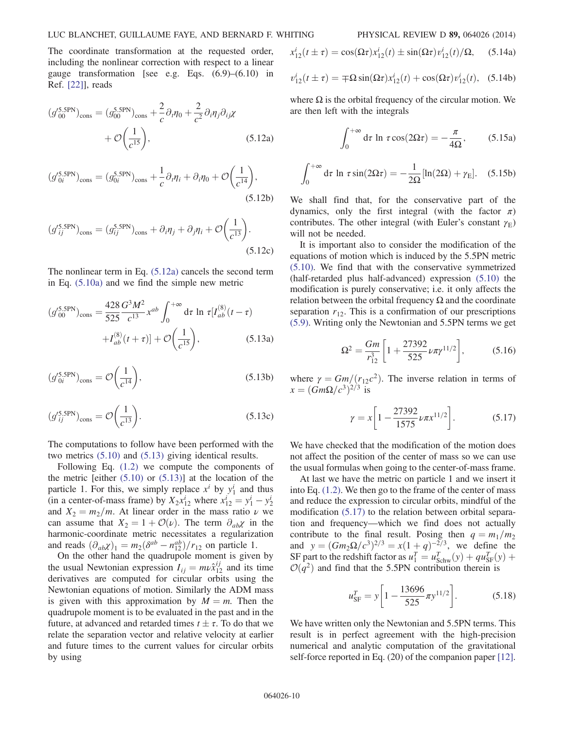The coordinate transformation at the requested order, including the nonlinear correction with respect to a linear gauge transformation [see e.g. Eqs. (6.9)–(6.10) in Ref. [22]], reads

$$(g'^{5.5\text{PN}}_{00})_{\text{cons}} = (g^{5.5\text{PN}}_{00})_{\text{cons}} + \frac{2}{c}\partial_t\eta_0 + \frac{2}{c^2}\partial_i\eta_j\partial_{ij}\chi + \mathcal{O}\left(\frac{1}{c^{15}}\right), \tag{5.12a}$$

$$(g'^{5.5\text{PN}}_{0i})_{\text{cons}} = (g^{5.5\text{PN}}_{0i})_{\text{cons}} + \frac{1}{c}\partial_t\eta_i + \partial_i\eta_0 + \mathcal{O}\left(\frac{1}{c^{14}}\right), \tag{5.12b}$$

$$(g'^{5.5\text{PN}}_{ij})_{\text{cons}} = (g^{5.5\text{PN}}_{ij})_{\text{cons}} + \partial_i\eta_j + \partial_j\eta_i + \mathcal{O}\left(\frac{1}{c^{13}}\right). \tag{5.12c}$$

The nonlinear term in Eq. (5.12a) cancels the second term in Eq. (5.10a) and we find the simple new metric

$$(g'^{5.5\text{PN}}_{00})_{\text{cons}} = \frac{428}{525}\frac{G^3M^2}{c^{13}}x^{ab}\int_0^{+\infty} \mathrm{d}\tau \,\ln\tau [I^{(8)}_{ab}(t-\tau) + I^{(8)}_{ab}(t+\tau)] + \mathcal{O}\left(\frac{1}{c^{15}}\right), \tag{5.13a}$$

$$(g'^{5.5\text{PN}}_{0i})_{\text{cons}} = \mathcal{O}\left(\frac{1}{c^{14}}\right), \tag{5.13b}$$

$$(g'^{5.5\text{PN}}_{ij})_{\text{cons}} = \mathcal{O}\left(\frac{1}{c^{13}}\right). \tag{5.13c}$$

The computations to follow have been performed with the two metrics (5.10) and (5.13) giving identical results.

Following Eq. (1.2) we compute the components of the metric [either (5.10) or (5.13)] at the location of the particle 1. For this, we simply replace $x^i$ by $y_1^i$ and thus (in a center-of-mass frame) by $X_2 x_{12}^i$ where $x_{12}^i = y_1^i - y_2^i$ and $X_2 = m_2/m$. At linear order in the mass ratio $\nu$ we can assume that $X_2 = 1 + \mathcal{O}(\nu)$. The term $\partial_{ab}\chi$ in the harmonic-coordinate metric necessitates a regularization and reads $(\partial_{ab}\chi)_1 = m_2(\delta^{ab} - n_{12}^{ab})/r_{12}$ on particle 1.

On the other hand the quadrupole moment is given by the usual Newtonian expression $I_{ij} = m\nu\hat{x}_{12}^{ij}$ and its time derivatives are computed for circular orbits using the Newtonian equations of motion. Similarly the ADM mass is given with this approximation by $M = m$. Then the quadrupole moment is to be evaluated in the past and in the future, at advanced and retarded times $t \pm \tau$. To do that we relate the separation vector and relative velocity at earlier and future times to the current values for circular orbits by using

$$x_{12}^i(t\pm\tau) = \cos(\Omega\tau)x_{12}^i(t) \pm \sin(\Omega\tau)v_{12}^i(t)/\Omega, \tag{5.14a}$$

$$v_{12}^i(t\pm\tau) = \mp\Omega\sin(\Omega\tau)x_{12}^i(t) + \cos(\Omega\tau)v_{12}^i(t), \tag{5.14b}$$

where $\Omega$ is the orbital frequency of the circular motion. We are then left with the integrals

$$\int_0^{+\infty} \mathrm{d}\tau\,\ln\tau\cos(2\Omega\tau) = -\frac{\pi}{4\Omega}, \tag{5.15a}$$

$$\int_0^{+\infty} \mathrm{d}\tau\,\ln\tau\sin(2\Omega\tau) = -\frac{1}{2\Omega}[\ln(2\Omega) + \gamma_\text{E}]. \tag{5.15b}$$

We shall find that, for the conservative part of the dynamics, only the first integral (with the factor $\pi$) contributes. The other integral (with Euler's constant $\gamma_\text{E}$) will not be needed.

It is important also to consider the modification of the equations of motion which is induced by the 5.5PN metric (5.10). We find that with the conservative symmetrized (half-retarded plus half-advanced) expression (5.10) the modification is purely conservative; i.e. it only affects the relation between the orbital frequency $\Omega$ and the coordinate separation $r_{12}$. This is a confirmation of our prescriptions (5.9). Writing only the Newtonian and 5.5PN terms we get

$$\Omega^2 = \frac{Gm}{r_{12}^3}\left[1 + \frac{27392}{525}\nu\pi\gamma^{11/2}\right], \tag{5.16}$$

where $\gamma = Gm/(r_{12}c^2)$. The inverse relation in terms of $x = (Gm\Omega/c^3)^{2/3}$ is

$$\gamma = x\left[1 - \frac{27392}{1575}\nu\pi x^{11/2}\right]. \tag{5.17}$$

We have checked that the modification of the motion does not affect the position of the center of mass so we can use the usual formulas when going to the center-of-mass frame.

At last we have the metric on particle 1 and we insert it into Eq. (1.2). We then go to the frame of the center of mass and reduce the expression to circular orbits, mindful of the modification (5.17) to the relation between orbital separation and frequency—which we find does not actually contribute to the final result. Posing then $q = m_1/m_2$ and $y = (Gm_2\Omega/c^3)^{2/3} = x(1+q)^{-2/3}$, we define the SF part to the redshift factor as $u_1^T = u_\text{Schw}^T(y) + q u_\text{SF}^T(y) + \mathcal{O}(q^2)$ and find that the 5.5PN contribution therein is

$$u_\text{SF}^T = y\left[1 - \frac{13696}{525}\pi y^{11/2}\right]. \tag{5.18}$$

We have written only the Newtonian and 5.5PN terms. This result is in perfect agreement with the high-precision numerical and analytic computation of the gravitational self-force reported in Eq. (20) of the companion paper [12].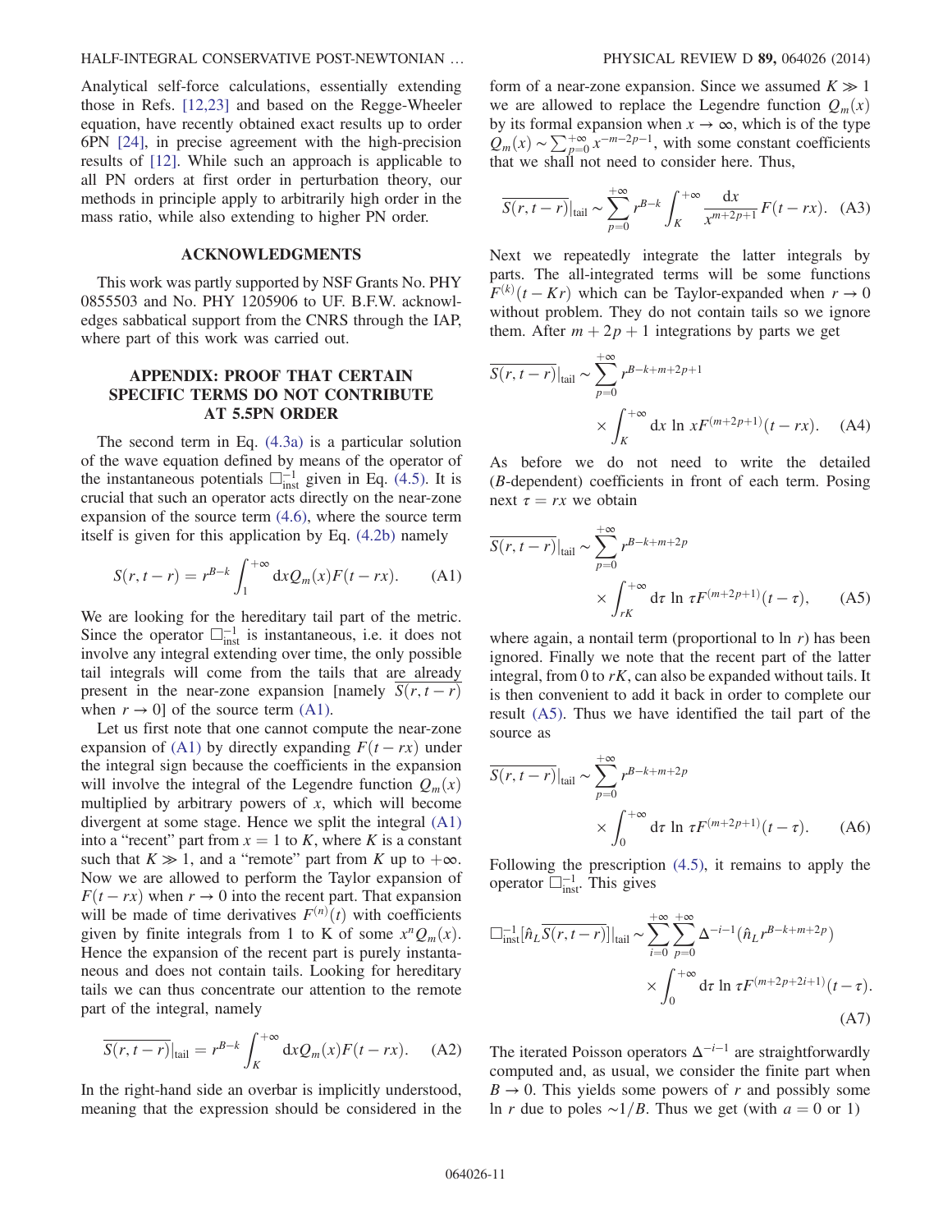Analytical self-force calculations, essentially extending those in Refs. [12,23] and based on the Regge-Wheeler equation, have recently obtained exact results up to order 6PN [24], in precise agreement with the high-precision results of [12]. While such an approach is applicable to all PN orders at first order in perturbation theory, our methods in principle apply to arbitrarily high order in the mass ratio, while also extending to higher PN order.

## ACKNOWLEDGMENTS

This work was partly supported by NSF Grants No. PHY 0855503 and No. PHY 1205906 to UF. B.F.W. acknowledges sabbatical support from the CNRS through the IAP, where part of this work was carried out.

## APPENDIX: PROOF THAT CERTAIN SPECIFIC TERMS DO NOT CONTRIBUTE AT 5.5PN ORDER

The second term in Eq. (4.3a) is a particular solution of the wave equation defined by means of the operator of the instantaneous potentials $\Box^{-1}_{\text{inst}}$ given in Eq. (4.5). It is crucial that such an operator acts directly on the near-zone expansion of the source term (4.6), where the source term itself is given for this application by Eq. (4.2b) namely

$$S(r,t-r) = r^{B-k}\int_1^{+\infty} \mathrm{d}x Q_m(x) F(t-rx). \quad \text{(A1)}$$

We are looking for the hereditary tail part of the metric. Since the operator $\Box^{-1}_{\text{inst}}$ is instantaneous, i.e. it does not involve any integral extending over time, the only possible tail integrals will come from the tails that are already present in the near-zone expansion [namely $\overline{S(r,t-r)}$ when $r\to 0$] of the source term (A1).

Let us first note that one cannot compute the near-zone expansion of (A1) by directly expanding $F(t-rx)$ under the integral sign because the coefficients in the expansion will involve the integral of the Legendre function $Q_m(x)$ multiplied by arbitrary powers of $x$, which will become divergent at some stage. Hence we split the integral (A1) into a "recent" part from $x=1$ to $K$, where $K$ is a constant such that $K \gg 1$, and a "remote" part from $K$ up to $+\infty$. Now we are allowed to perform the Taylor expansion of $F(t-rx)$ when $r\to 0$ into the recent part. That expansion will be made of time derivatives $F^{(n)}(t)$ with coefficients given by finite integrals from 1 to K of some $x^n Q_m(x)$. Hence the expansion of the recent part is purely instantaneous and does not contain tails. Looking for hereditary tails we can thus concentrate our attention to the remote part of the integral, namely

$$\overline{S(r,t-r)}|_{\text{tail}} = r^{B-k}\int_K^{+\infty} \mathrm{d}x Q_m(x) F(t-rx). \quad \text{(A2)}$$

In the right-hand side an overbar is implicitly understood, meaning that the expression should be considered in the form of a near-zone expansion. Since we assumed $K\gg 1$ we are allowed to replace the Legendre function $Q_m(x)$ by its formal expansion when $x\to\infty$, which is of the type $Q_m(x)\sim \sum_{p=0}^{+\infty} x^{-m-2p-1}$, with some constant coefficients that we shall not need to consider here. Thus,

$$\overline{S(r,t-r)}|_{\text{tail}} \sim \sum_{p=0}^{+\infty} r^{B-k}\int_K^{+\infty} \frac{\mathrm{d}x}{x^{m+2p+1}} F(t-rx). \quad \text{(A3)}$$

Next we repeatedly integrate the latter integrals by parts. The all-integrated terms will be some functions $F^{(k)}(t-Kr)$ which can be Taylor-expanded when $r\to 0$ without problem. They do not contain tails so we ignore them. After $m+2p+1$ integrations by parts we get

$$\overline{S(r,t-r)}|_{\text{tail}} \sim \sum_{p=0}^{+\infty} r^{B-k+m+2p+1} \times \int_K^{+\infty} \mathrm{d}x \ln x F^{(m+2p+1)}(t-rx). \quad \text{(A4)}$$

As before we do not need to write the detailed ($B$-dependent) coefficients in front of each term. Posing next $\tau = rx$ we obtain

$$\overline{S(r,t-r)}|_{\text{tail}} \sim \sum_{p=0}^{+\infty} r^{B-k+m+2p} \times \int_{rK}^{+\infty} \mathrm{d}\tau \ln \tau F^{(m+2p+1)}(t-\tau), \quad \text{(A5)}$$

where again, a nontail term (proportional to $\ln r$) has been ignored. Finally we note that the recent part of the latter integral, from 0 to $rK$, can also be expanded without tails. It is then convenient to add it back in order to complete our result (A5). Thus we have identified the tail part of the source as

$$\overline{S(r,t-r)}|_{\text{tail}} \sim \sum_{p=0}^{+\infty} r^{B-k+m+2p} \times \int_0^{+\infty} \mathrm{d}\tau \ln \tau F^{(m+2p+1)}(t-\tau). \quad \text{(A6)}$$

Following the prescription (4.5), it remains to apply the operator $\Box^{-1}_{\text{inst}}$. This gives

$$\Box^{-1}_{\text{inst}}[\hat{n}_L \overline{S(r,t-r)}]|_{\text{tail}} \sim \sum_{i=0}^{+\infty}\sum_{p=0}^{+\infty} \Delta^{-i-1}(\hat{n}_L r^{B-k+m+2p}) \times \int_0^{+\infty} \mathrm{d}\tau \ln \tau F^{(m+2p+2i+1)}(t-\tau). \quad \text{(A7)}$$

The iterated Poisson operators $\Delta^{-i-1}$ are straightforwardly computed and, as usual, we consider the finite part when $B\to 0$. This yields some powers of $r$ and possibly some $\ln r$ due to poles $\sim 1/B$. Thus we get (with $a=0$ or 1)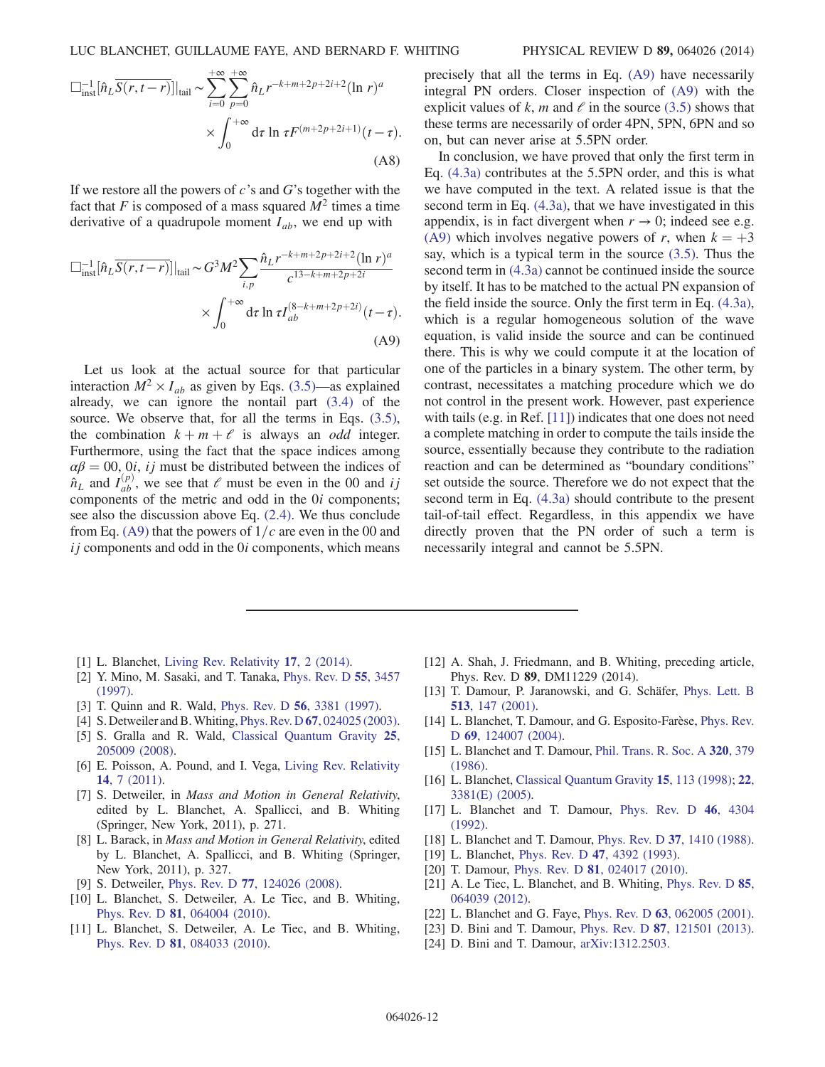$$\Box^{-1}_{\text{inst}}[\hat{n}_L \overline{S(r,t-r)}]\big|_{\text{tail}} \sim \sum_{i=0}^{+\infty}\sum_{p=0}^{+\infty} \hat{n}_L r^{-k+m+2p+2i+2} (\ln r)^a \times \int_0^{+\infty} d\tau \ln \tau F^{(m+2p+2i+1)}(t-\tau). \tag{A8}$$

If we restore all the powers of $c$'s and $G$'s together with the fact that $F$ is composed of a mass squared $M^2$ times a time derivative of a quadrupole moment $I_{ab}$, we end up with

$$\Box^{-1}_{\text{inst}}[\hat{n}_L \overline{S(r,t-r)}]\big|_{\text{tail}} \sim G^3 M^2 \sum_{i,p} \frac{\hat{n}_L r^{-k+m+2p+2i+2} (\ln r)^a}{c^{13-k+m+2p+2i}} \times \int_0^{+\infty} d\tau \ln \tau I_{ab}^{(8-k+m+2p+2i)}(t-\tau). \tag{A9}$$

Let us look at the actual source for that particular interaction $M^2 \times I_{ab}$ as given by Eqs. (3.5)—as explained already, we can ignore the nontail part (3.4) of the source. We observe that, for all the terms in Eqs. (3.5), the combination $k+m+\ell$ is always an *odd* integer. Furthermore, using the fact that the space indices among $\alpha\beta = 00$, $0i$, $ij$ must be distributed between the indices of $\hat{n}_L$ and $I_{ab}^{(p)}$, we see that $\ell$ must be even in the 00 and $ij$ components of the metric and odd in the $0i$ components; see also the discussion above Eq. (2.4). We thus conclude from Eq. (A9) that the powers of $1/c$ are even in the 00 and $ij$ components and odd in the $0i$ components, which means precisely that all the terms in Eq. (A9) have necessarily integral PN orders. Closer inspection of (A9) with the explicit values of $k$, $m$ and $\ell$ in the source (3.5) shows that these terms are necessarily of order 4PN, 5PN, 6PN and so on, but can never arise at 5.5PN order.

In conclusion, we have proved that only the first term in Eq. (4.3a) contributes at the 5.5PN order, and this is what we have computed in the text. A related issue is that the second term in Eq. (4.3a), that we have investigated in this appendix, is in fact divergent when $r \to 0$; indeed see e.g. (A9) which involves negative powers of $r$, when $k = +3$ say, which is a typical term in the source (3.5). Thus the second term in (4.3a) cannot be continued inside the source by itself. It has to be matched to the actual PN expansion of the field inside the source. Only the first term in Eq. (4.3a), which is a regular homogeneous solution of the wave equation, is valid inside the source and can be continued there. This is why we could compute it at the location of one of the particles in a binary system. The other term, by contrast, necessitates a matching procedure which we do not control in the present work. However, past experience with tails (e.g. in Ref. [11]) indicates that one does not need a complete matching in order to compute the tails inside the source, essentially because they contribute to the radiation reaction and can be determined as "boundary conditions" set outside the source. Therefore we do not expect that the second term in Eq. (4.3a) should contribute to the present tail-of-tail effect. Regardless, in this appendix we have directly proven that the PN order of such a term is necessarily integral and cannot be 5.5PN.

---

[1] L. Blanchet, Living Rev. Relativity **17**, 2 (2014).
[2] Y. Mino, M. Sasaki, and T. Tanaka, Phys. Rev. D **55**, 3457 (1997).
[3] T. Quinn and R. Wald, Phys. Rev. D **56**, 3381 (1997).
[4] S. Detweiler and B. Whiting, Phys. Rev. D **67**, 024025 (2003).
[5] S. Gralla and R. Wald, Classical Quantum Gravity **25**, 205009 (2008).
[6] E. Poisson, A. Pound, and I. Vega, Living Rev. Relativity **14**, 7 (2011).
[7] S. Detweiler, in *Mass and Motion in General Relativity*, edited by L. Blanchet, A. Spallicci, and B. Whiting (Springer, New York, 2011), p. 271.
[8] L. Barack, in *Mass and Motion in General Relativity*, edited by L. Blanchet, A. Spallicci, and B. Whiting (Springer, New York, 2011), p. 327.
[9] S. Detweiler, Phys. Rev. D **77**, 124026 (2008).
[10] L. Blanchet, S. Detweiler, A. Le Tiec, and B. Whiting, Phys. Rev. D **81**, 064004 (2010).
[11] L. Blanchet, S. Detweiler, A. Le Tiec, and B. Whiting, Phys. Rev. D **81**, 084033 (2010).
[12] A. Shah, J. Friedmann, and B. Whiting, preceding article, Phys. Rev. D **89**, DM11229 (2014).
[13] T. Damour, P. Jaranowski, and G. Schäfer, Phys. Lett. B **513**, 147 (2001).
[14] L. Blanchet, T. Damour, and G. Esposito-Farèse, Phys. Rev. D **69**, 124007 (2004).
[15] L. Blanchet and T. Damour, Phil. Trans. R. Soc. A **320**, 379 (1986).
[16] L. Blanchet, Classical Quantum Gravity **15**, 113 (1998); **22**, 3381(E) (2005).
[17] L. Blanchet and T. Damour, Phys. Rev. D **46**, 4304 (1992).
[18] L. Blanchet and T. Damour, Phys. Rev. D **37**, 1410 (1988).
[19] L. Blanchet, Phys. Rev. D **47**, 4392 (1993).
[20] T. Damour, Phys. Rev. D **81**, 024017 (2010).
[21] A. Le Tiec, L. Blanchet, and B. Whiting, Phys. Rev. D **85**, 064039 (2012).
[22] L. Blanchet and G. Faye, Phys. Rev. D **63**, 062005 (2001).
[23] D. Bini and T. Damour, Phys. Rev. D **87**, 121501 (2013).
[24] D. Bini and T. Damour, arXiv:1312.2503.